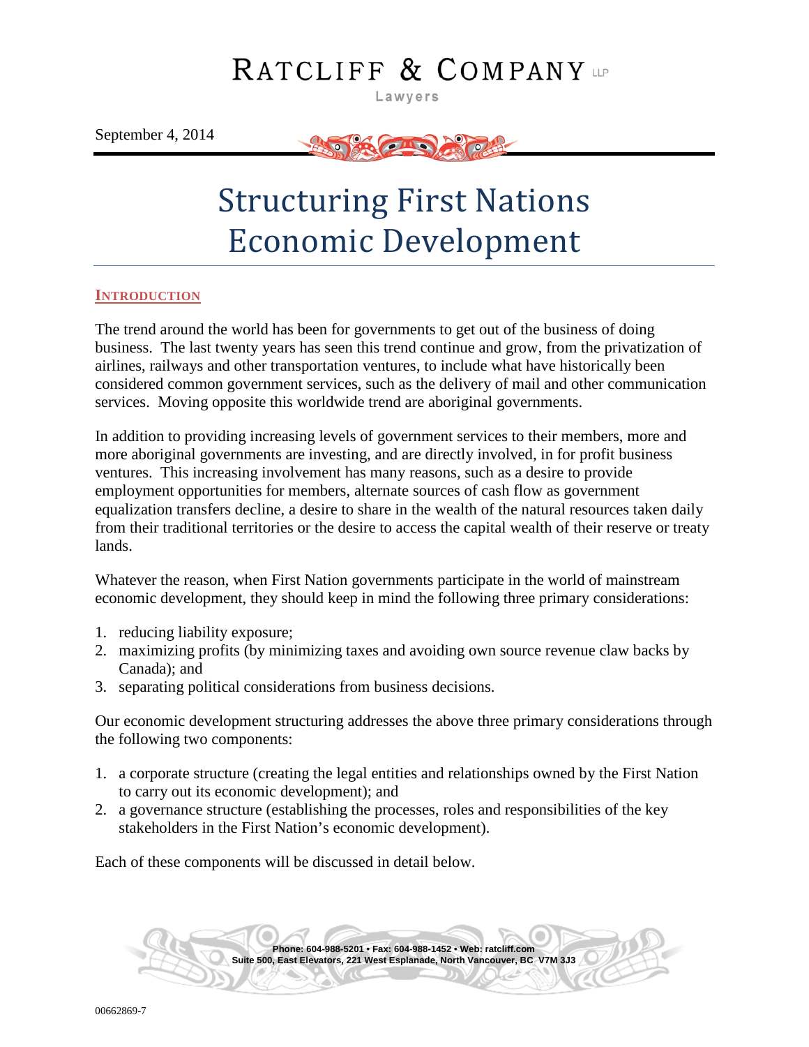RATCLIFF & COMPANY LLP

Lawyers

September 4, 2014

# Structuring First Nations Economic Development

## INTRODUCTION

The trend around the world has been for governments to get out of the business of doing business. The last twenty years has seen this trend continue and grow, from the privatization of airlines, railways and other transportation ventures, to include what have historically been considered common government services, such as the delivery of mail and other communication services. Moving opposite this worldwide trend are aboriginal governments.

In addition to providing increasing levels of government services to their members, more and more aboriginal governments are investing, and are directly involved, in for profit business ventures. This increasing involvement has many reasons, such as a desire to provide employment opportunities for members, alternate sources of cash flow as government equalization transfers decline, a desire to share in the wealth of the natural resources taken daily from their traditional territories or the desire to access the capital wealth of their reserve or treaty lands.

Whatever the reason, when First Nation governments participate in the world of mainstream economic development, they should keep in mind the following three primary considerations:

1. reducing liability exposure;
2. maximizing profits (by minimizing taxes and avoiding own source revenue claw backs by Canada); and
3. separating political considerations from business decisions.

Our economic development structuring addresses the above three primary considerations through the following two components:

1. a corporate structure (creating the legal entities and relationships owned by the First Nation to carry out its economic development); and
2. a governance structure (establishing the processes, roles and responsibilities of the key stakeholders in the First Nation's economic development).

Each of these components will be discussed in detail below.

Phone: 604-988-5201 • Fax: 604-988-1452 • Web: ratcliff.com
Suite 500, East Elevators, 221 West Esplanade, North Vancouver, BC V7M 3J3

00662869-7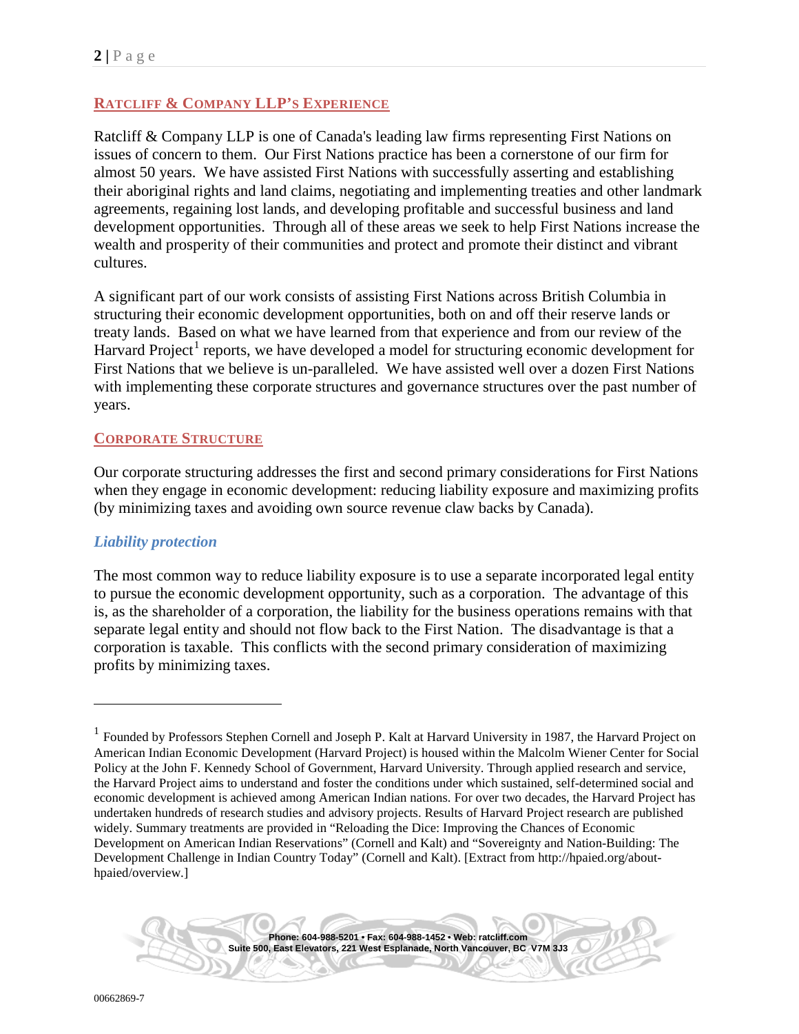## RATCLIFF & COMPANY LLP'S EXPERIENCE

Ratcliff & Company LLP is one of Canada's leading law firms representing First Nations on issues of concern to them. Our First Nations practice has been a cornerstone of our firm for almost 50 years. We have assisted First Nations with successfully asserting and establishing their aboriginal rights and land claims, negotiating and implementing treaties and other landmark agreements, regaining lost lands, and developing profitable and successful business and land development opportunities. Through all of these areas we seek to help First Nations increase the wealth and prosperity of their communities and protect and promote their distinct and vibrant cultures.

A significant part of our work consists of assisting First Nations across British Columbia in structuring their economic development opportunities, both on and off their reserve lands or treaty lands. Based on what we have learned from that experience and from our review of the Harvard Project[1] reports, we have developed a model for structuring economic development for First Nations that we believe is un-paralleled. We have assisted well over a dozen First Nations with implementing these corporate structures and governance structures over the past number of years.

## CORPORATE STRUCTURE

Our corporate structuring addresses the first and second primary considerations for First Nations when they engage in economic development: reducing liability exposure and maximizing profits (by minimizing taxes and avoiding own source revenue claw backs by Canada).

### *Liability protection*

The most common way to reduce liability exposure is to use a separate incorporated legal entity to pursue the economic development opportunity, such as a corporation. The advantage of this is, as the shareholder of a corporation, the liability for the business operations remains with that separate legal entity and should not flow back to the First Nation. The disadvantage is that a corporation is taxable. This conflicts with the second primary consideration of maximizing profits by minimizing taxes.

---

[1] Founded by Professors Stephen Cornell and Joseph P. Kalt at Harvard University in 1987, the Harvard Project on American Indian Economic Development (Harvard Project) is housed within the Malcolm Wiener Center for Social Policy at the John F. Kennedy School of Government, Harvard University. Through applied research and service, the Harvard Project aims to understand and foster the conditions under which sustained, self-determined social and economic development is achieved among American Indian nations. For over two decades, the Harvard Project has undertaken hundreds of research studies and advisory projects. Results of Harvard Project research are published widely. Summary treatments are provided in "Reloading the Dice: Improving the Chances of Economic Development on American Indian Reservations" (Cornell and Kalt) and "Sovereignty and Nation-Building: The Development Challenge in Indian Country Today" (Cornell and Kalt). [Extract from http://hpaied.org/about-hpaied/overview.]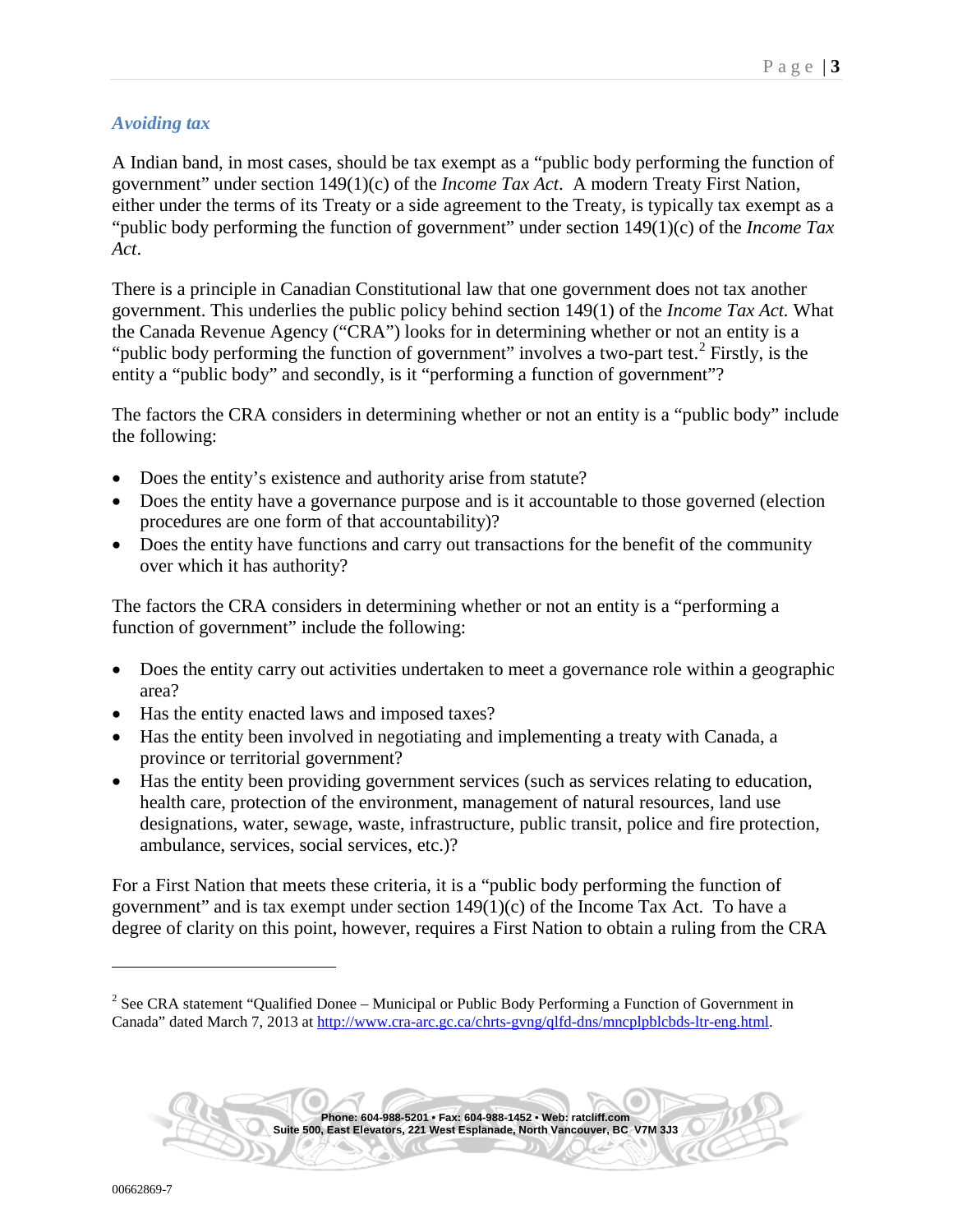### *Avoiding tax*

A Indian band, in most cases, should be tax exempt as a "public body performing the function of government" under section 149(1)(c) of the *Income Tax Act*. A modern Treaty First Nation, either under the terms of its Treaty or a side agreement to the Treaty, is typically tax exempt as a "public body performing the function of government" under section 149(1)(c) of the *Income Tax Act*.

There is a principle in Canadian Constitutional law that one government does not tax another government. This underlies the public policy behind section 149(1) of the *Income Tax Act.* What the Canada Revenue Agency ("CRA") looks for in determining whether or not an entity is a "public body performing the function of government" involves a two-part test.[2] Firstly, is the entity a "public body" and secondly, is it "performing a function of government"?

The factors the CRA considers in determining whether or not an entity is a "public body" include the following:

- Does the entity's existence and authority arise from statute?
- Does the entity have a governance purpose and is it accountable to those governed (election procedures are one form of that accountability)?
- Does the entity have functions and carry out transactions for the benefit of the community over which it has authority?

The factors the CRA considers in determining whether or not an entity is a "performing a function of government" include the following:

- Does the entity carry out activities undertaken to meet a governance role within a geographic area?
- Has the entity enacted laws and imposed taxes?
- Has the entity been involved in negotiating and implementing a treaty with Canada, a province or territorial government?
- Has the entity been providing government services (such as services relating to education, health care, protection of the environment, management of natural resources, land use designations, water, sewage, waste, infrastructure, public transit, police and fire protection, ambulance, services, social services, etc.)?

For a First Nation that meets these criteria, it is a "public body performing the function of government" and is tax exempt under section 149(1)(c) of the Income Tax Act. To have a degree of clarity on this point, however, requires a First Nation to obtain a ruling from the CRA

---

[2] See CRA statement "Qualified Donee – Municipal or Public Body Performing a Function of Government in Canada" dated March 7, 2013 at http://www.cra-arc.gc.ca/chrts-gvng/qlfd-dns/mncplpblcbds-ltr-eng.html.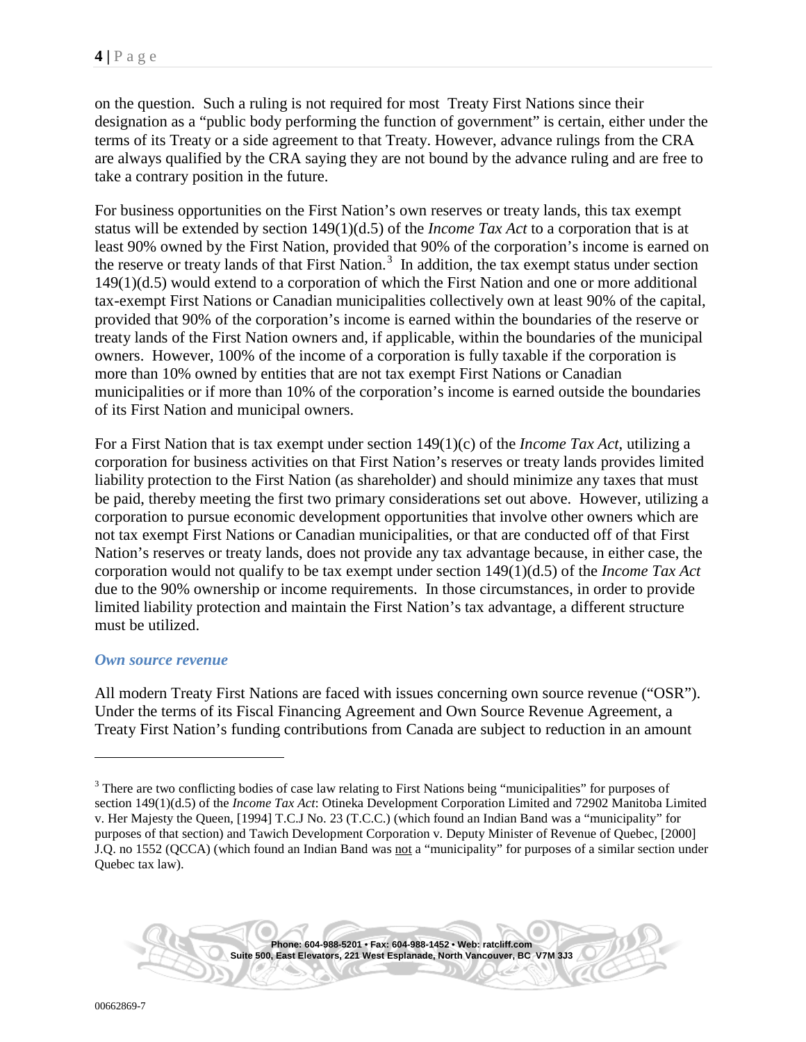on the question. Such a ruling is not required for most Treaty First Nations since their designation as a "public body performing the function of government" is certain, either under the terms of its Treaty or a side agreement to that Treaty. However, advance rulings from the CRA are always qualified by the CRA saying they are not bound by the advance ruling and are free to take a contrary position in the future.

For business opportunities on the First Nation's own reserves or treaty lands, this tax exempt status will be extended by section 149(1)(d.5) of the *Income Tax Act* to a corporation that is at least 90% owned by the First Nation, provided that 90% of the corporation's income is earned on the reserve or treaty lands of that First Nation.[3] In addition, the tax exempt status under section 149(1)(d.5) would extend to a corporation of which the First Nation and one or more additional tax-exempt First Nations or Canadian municipalities collectively own at least 90% of the capital, provided that 90% of the corporation's income is earned within the boundaries of the reserve or treaty lands of the First Nation owners and, if applicable, within the boundaries of the municipal owners. However, 100% of the income of a corporation is fully taxable if the corporation is more than 10% owned by entities that are not tax exempt First Nations or Canadian municipalities or if more than 10% of the corporation's income is earned outside the boundaries of its First Nation and municipal owners.

For a First Nation that is tax exempt under section 149(1)(c) of the *Income Tax Act*, utilizing a corporation for business activities on that First Nation's reserves or treaty lands provides limited liability protection to the First Nation (as shareholder) and should minimize any taxes that must be paid, thereby meeting the first two primary considerations set out above. However, utilizing a corporation to pursue economic development opportunities that involve other owners which are not tax exempt First Nations or Canadian municipalities, or that are conducted off of that First Nation's reserves or treaty lands, does not provide any tax advantage because, in either case, the corporation would not qualify to be tax exempt under section 149(1)(d.5) of the *Income Tax Act* due to the 90% ownership or income requirements. In those circumstances, in order to provide limited liability protection and maintain the First Nation's tax advantage, a different structure must be utilized.

### *Own source revenue*

All modern Treaty First Nations are faced with issues concerning own source revenue ("OSR"). Under the terms of its Fiscal Financing Agreement and Own Source Revenue Agreement, a Treaty First Nation's funding contributions from Canada are subject to reduction in an amount

---

[3] There are two conflicting bodies of case law relating to First Nations being "municipalities" for purposes of section 149(1)(d.5) of the *Income Tax Act*: Otineka Development Corporation Limited and 72902 Manitoba Limited v. Her Majesty the Queen, [1994] T.C.J No. 23 (T.C.C.) (which found an Indian Band was a "municipality" for purposes of that section) and Tawich Development Corporation v. Deputy Minister of Revenue of Quebec, [2000] J.Q. no 1552 (QCCA) (which found an Indian Band was not a "municipality" for purposes of a similar section under Quebec tax law).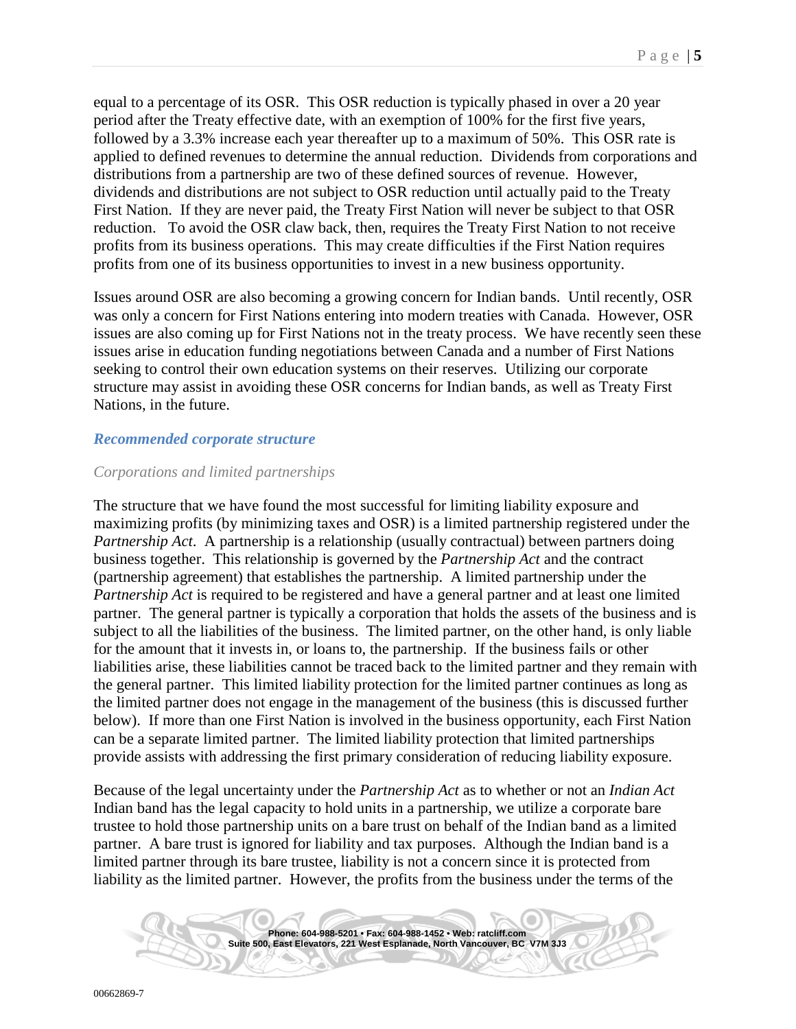equal to a percentage of its OSR. This OSR reduction is typically phased in over a 20 year period after the Treaty effective date, with an exemption of 100% for the first five years, followed by a 3.3% increase each year thereafter up to a maximum of 50%. This OSR rate is applied to defined revenues to determine the annual reduction. Dividends from corporations and distributions from a partnership are two of these defined sources of revenue. However, dividends and distributions are not subject to OSR reduction until actually paid to the Treaty First Nation. If they are never paid, the Treaty First Nation will never be subject to that OSR reduction. To avoid the OSR claw back, then, requires the Treaty First Nation to not receive profits from its business operations. This may create difficulties if the First Nation requires profits from one of its business opportunities to invest in a new business opportunity.

Issues around OSR are also becoming a growing concern for Indian bands. Until recently, OSR was only a concern for First Nations entering into modern treaties with Canada. However, OSR issues are also coming up for First Nations not in the treaty process. We have recently seen these issues arise in education funding negotiations between Canada and a number of First Nations seeking to control their own education systems on their reserves. Utilizing our corporate structure may assist in avoiding these OSR concerns for Indian bands, as well as Treaty First Nations, in the future.

## *Recommended corporate structure*

### *Corporations and limited partnerships*

The structure that we have found the most successful for limiting liability exposure and maximizing profits (by minimizing taxes and OSR) is a limited partnership registered under the *Partnership Act*. A partnership is a relationship (usually contractual) between partners doing business together. This relationship is governed by the *Partnership Act* and the contract (partnership agreement) that establishes the partnership. A limited partnership under the *Partnership Act* is required to be registered and have a general partner and at least one limited partner. The general partner is typically a corporation that holds the assets of the business and is subject to all the liabilities of the business. The limited partner, on the other hand, is only liable for the amount that it invests in, or loans to, the partnership. If the business fails or other liabilities arise, these liabilities cannot be traced back to the limited partner and they remain with the general partner. This limited liability protection for the limited partner continues as long as the limited partner does not engage in the management of the business (this is discussed further below). If more than one First Nation is involved in the business opportunity, each First Nation can be a separate limited partner. The limited liability protection that limited partnerships provide assists with addressing the first primary consideration of reducing liability exposure.

Because of the legal uncertainty under the *Partnership Act* as to whether or not an *Indian Act* Indian band has the legal capacity to hold units in a partnership, we utilize a corporate bare trustee to hold those partnership units on a bare trust on behalf of the Indian band as a limited partner. A bare trust is ignored for liability and tax purposes. Although the Indian band is a limited partner through its bare trustee, liability is not a concern since it is protected from liability as the limited partner. However, the profits from the business under the terms of the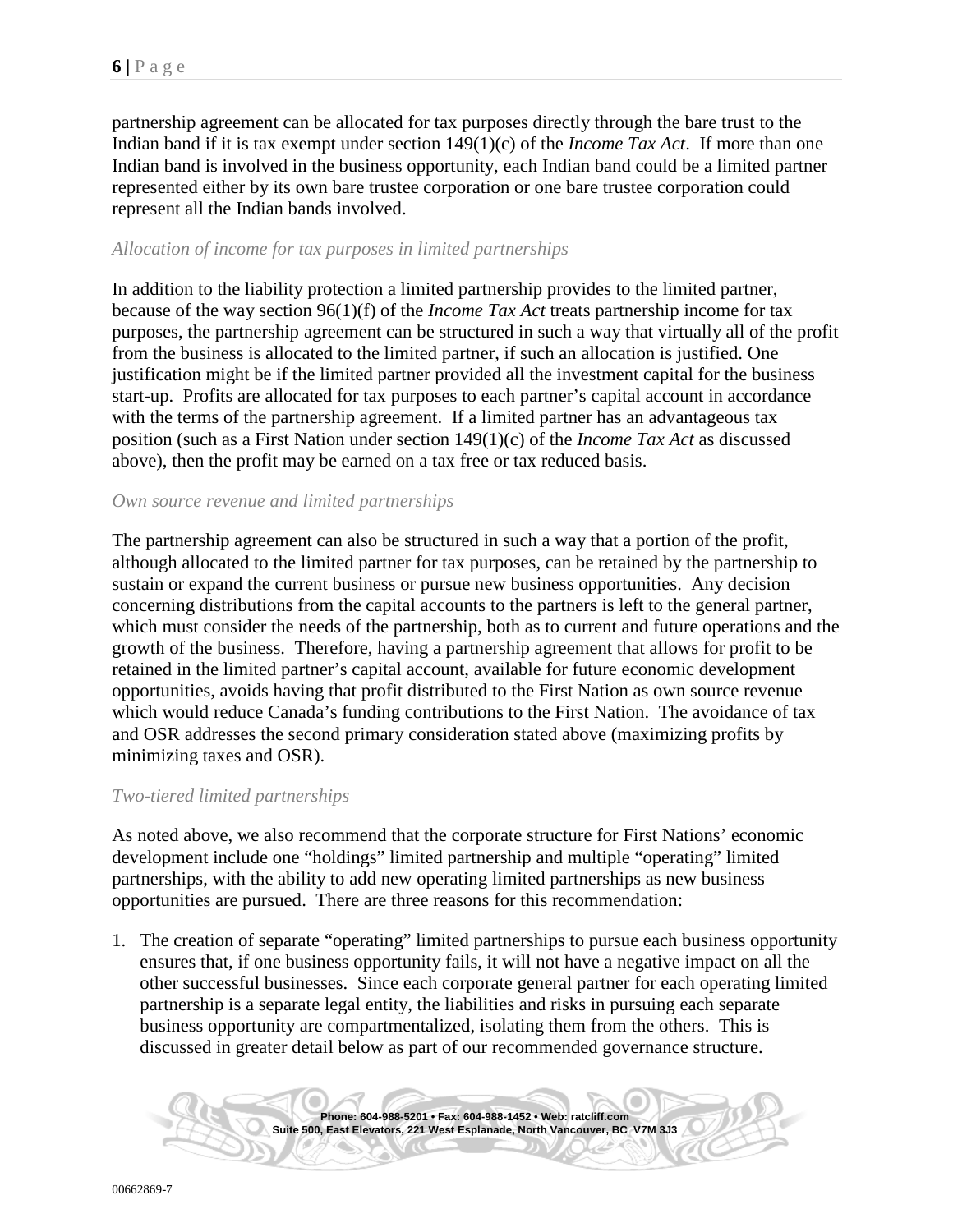partnership agreement can be allocated for tax purposes directly through the bare trust to the Indian band if it is tax exempt under section 149(1)(c) of the *Income Tax Act*. If more than one Indian band is involved in the business opportunity, each Indian band could be a limited partner represented either by its own bare trustee corporation or one bare trustee corporation could represent all the Indian bands involved.

*Allocation of income for tax purposes in limited partnerships*

In addition to the liability protection a limited partnership provides to the limited partner, because of the way section 96(1)(f) of the *Income Tax Act* treats partnership income for tax purposes, the partnership agreement can be structured in such a way that virtually all of the profit from the business is allocated to the limited partner, if such an allocation is justified. One justification might be if the limited partner provided all the investment capital for the business start-up. Profits are allocated for tax purposes to each partner's capital account in accordance with the terms of the partnership agreement. If a limited partner has an advantageous tax position (such as a First Nation under section 149(1)(c) of the *Income Tax Act* as discussed above), then the profit may be earned on a tax free or tax reduced basis.

*Own source revenue and limited partnerships*

The partnership agreement can also be structured in such a way that a portion of the profit, although allocated to the limited partner for tax purposes, can be retained by the partnership to sustain or expand the current business or pursue new business opportunities. Any decision concerning distributions from the capital accounts to the partners is left to the general partner, which must consider the needs of the partnership, both as to current and future operations and the growth of the business. Therefore, having a partnership agreement that allows for profit to be retained in the limited partner's capital account, available for future economic development opportunities, avoids having that profit distributed to the First Nation as own source revenue which would reduce Canada's funding contributions to the First Nation. The avoidance of tax and OSR addresses the second primary consideration stated above (maximizing profits by minimizing taxes and OSR).

*Two-tiered limited partnerships*

As noted above, we also recommend that the corporate structure for First Nations' economic development include one "holdings" limited partnership and multiple "operating" limited partnerships, with the ability to add new operating limited partnerships as new business opportunities are pursued. There are three reasons for this recommendation:

1. The creation of separate "operating" limited partnerships to pursue each business opportunity ensures that, if one business opportunity fails, it will not have a negative impact on all the other successful businesses. Since each corporate general partner for each operating limited partnership is a separate legal entity, the liabilities and risks in pursuing each separate business opportunity are compartmentalized, isolating them from the others. This is discussed in greater detail below as part of our recommended governance structure.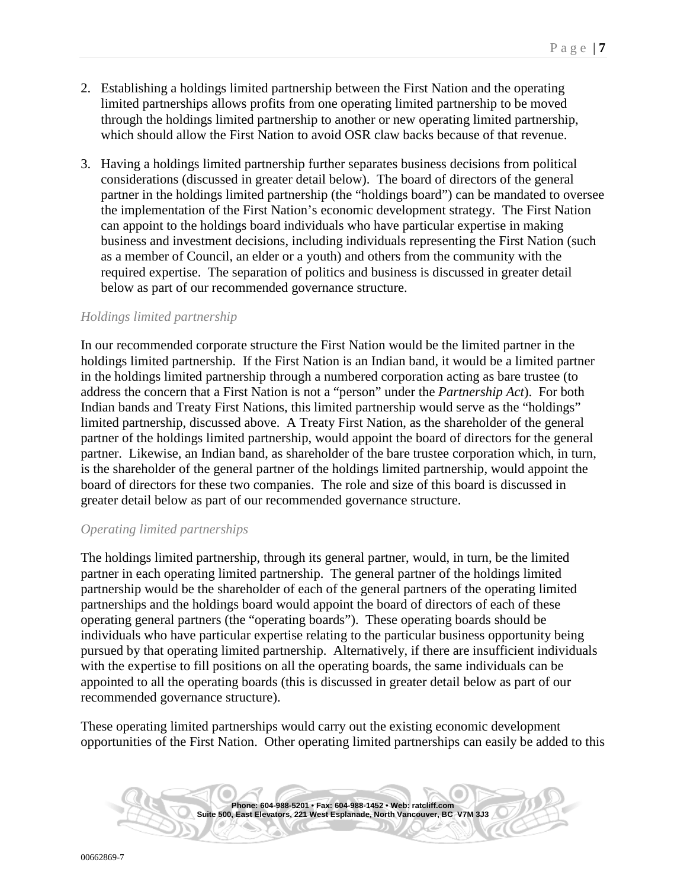2. Establishing a holdings limited partnership between the First Nation and the operating limited partnerships allows profits from one operating limited partnership to be moved through the holdings limited partnership to another or new operating limited partnership, which should allow the First Nation to avoid OSR claw backs because of that revenue.

3. Having a holdings limited partnership further separates business decisions from political considerations (discussed in greater detail below). The board of directors of the general partner in the holdings limited partnership (the "holdings board") can be mandated to oversee the implementation of the First Nation's economic development strategy. The First Nation can appoint to the holdings board individuals who have particular expertise in making business and investment decisions, including individuals representing the First Nation (such as a member of Council, an elder or a youth) and others from the community with the required expertise. The separation of politics and business is discussed in greater detail below as part of our recommended governance structure.

*Holdings limited partnership*

In our recommended corporate structure the First Nation would be the limited partner in the holdings limited partnership. If the First Nation is an Indian band, it would be a limited partner in the holdings limited partnership through a numbered corporation acting as bare trustee (to address the concern that a First Nation is not a "person" under the *Partnership Act*). For both Indian bands and Treaty First Nations, this limited partnership would serve as the "holdings" limited partnership, discussed above. A Treaty First Nation, as the shareholder of the general partner of the holdings limited partnership, would appoint the board of directors for the general partner. Likewise, an Indian band, as shareholder of the bare trustee corporation which, in turn, is the shareholder of the general partner of the holdings limited partnership, would appoint the board of directors for these two companies. The role and size of this board is discussed in greater detail below as part of our recommended governance structure.

*Operating limited partnerships*

The holdings limited partnership, through its general partner, would, in turn, be the limited partner in each operating limited partnership. The general partner of the holdings limited partnership would be the shareholder of each of the general partners of the operating limited partnerships and the holdings board would appoint the board of directors of each of these operating general partners (the "operating boards"). These operating boards should be individuals who have particular expertise relating to the particular business opportunity being pursued by that operating limited partnership. Alternatively, if there are insufficient individuals with the expertise to fill positions on all the operating boards, the same individuals can be appointed to all the operating boards (this is discussed in greater detail below as part of our recommended governance structure).

These operating limited partnerships would carry out the existing economic development opportunities of the First Nation. Other operating limited partnerships can easily be added to this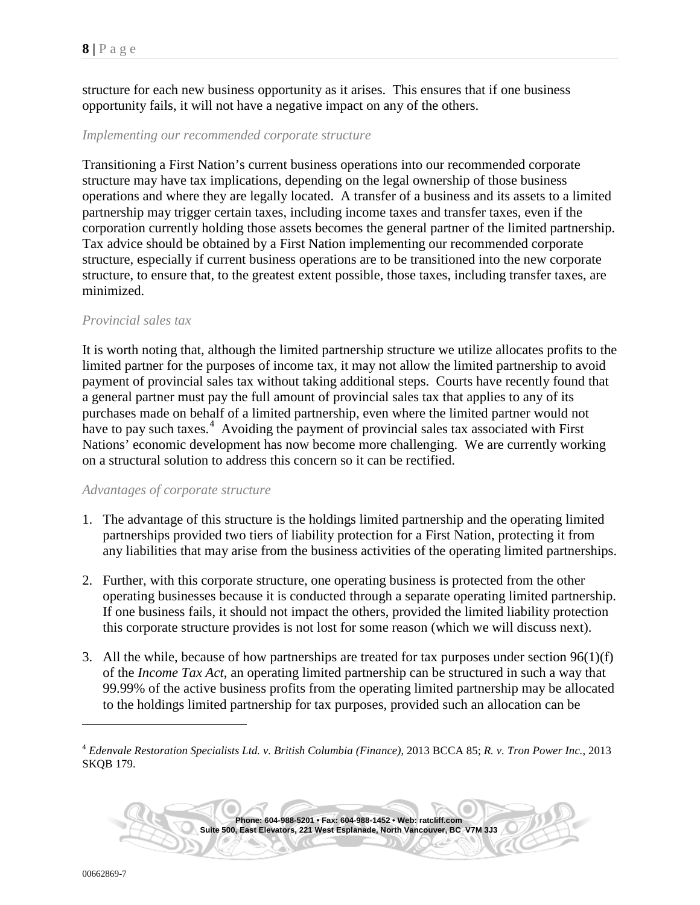structure for each new business opportunity as it arises. This ensures that if one business opportunity fails, it will not have a negative impact on any of the others.

*Implementing our recommended corporate structure*

Transitioning a First Nation's current business operations into our recommended corporate structure may have tax implications, depending on the legal ownership of those business operations and where they are legally located. A transfer of a business and its assets to a limited partnership may trigger certain taxes, including income taxes and transfer taxes, even if the corporation currently holding those assets becomes the general partner of the limited partnership. Tax advice should be obtained by a First Nation implementing our recommended corporate structure, especially if current business operations are to be transitioned into the new corporate structure, to ensure that, to the greatest extent possible, those taxes, including transfer taxes, are minimized.

*Provincial sales tax*

It is worth noting that, although the limited partnership structure we utilize allocates profits to the limited partner for the purposes of income tax, it may not allow the limited partnership to avoid payment of provincial sales tax without taking additional steps. Courts have recently found that a general partner must pay the full amount of provincial sales tax that applies to any of its purchases made on behalf of a limited partnership, even where the limited partner would not have to pay such taxes.[4] Avoiding the payment of provincial sales tax associated with First Nations' economic development has now become more challenging. We are currently working on a structural solution to address this concern so it can be rectified.

*Advantages of corporate structure*

1. The advantage of this structure is the holdings limited partnership and the operating limited partnerships provided two tiers of liability protection for a First Nation, protecting it from any liabilities that may arise from the business activities of the operating limited partnerships.

2. Further, with this corporate structure, one operating business is protected from the other operating businesses because it is conducted through a separate operating limited partnership. If one business fails, it should not impact the others, provided the limited liability protection this corporate structure provides is not lost for some reason (which we will discuss next).

3. All the while, because of how partnerships are treated for tax purposes under section 96(1)(f) of the *Income Tax Act*, an operating limited partnership can be structured in such a way that 99.99% of the active business profits from the operating limited partnership may be allocated to the holdings limited partnership for tax purposes, provided such an allocation can be

---

[4] *Edenvale Restoration Specialists Ltd. v. British Columbia (Finance)*, 2013 BCCA 85; *R. v. Tron Power Inc.*, 2013 SKQB 179.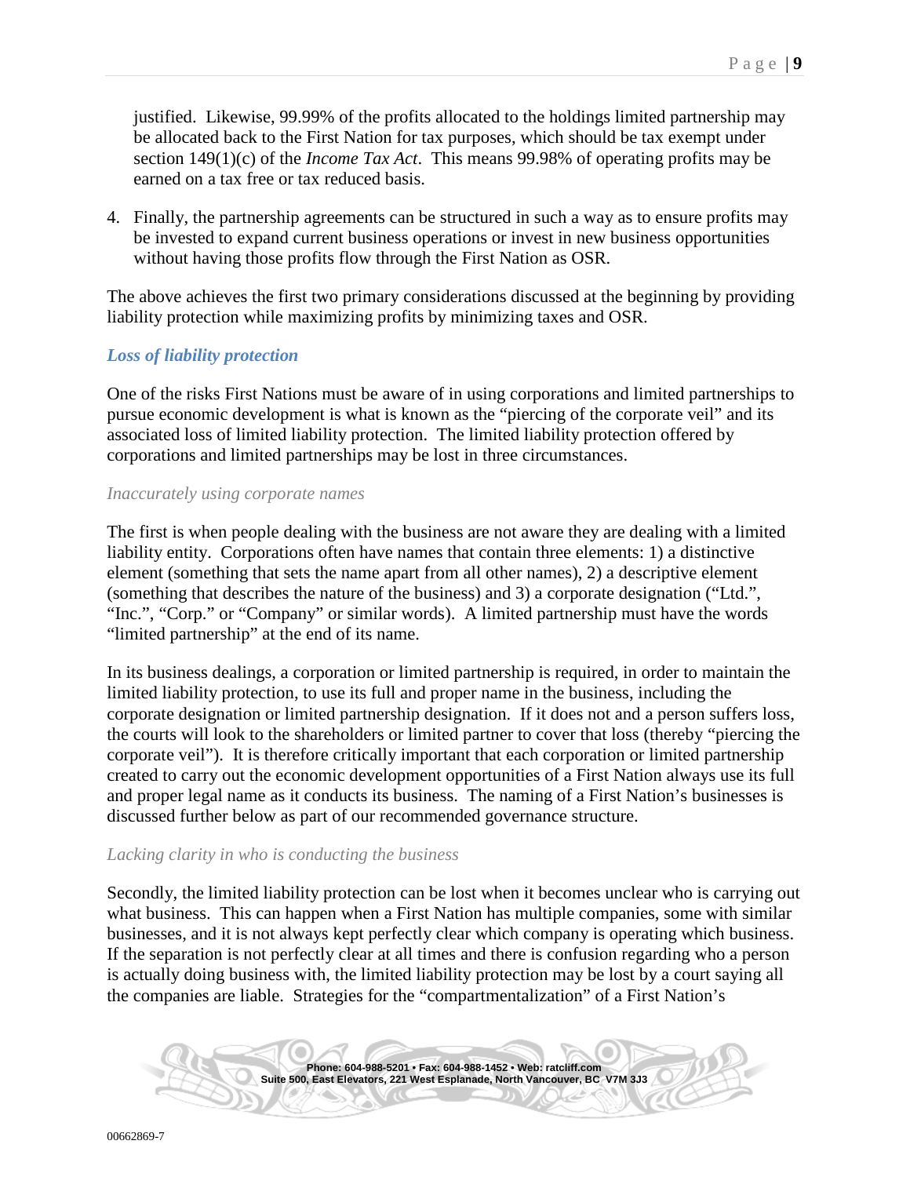justified. Likewise, 99.99% of the profits allocated to the holdings limited partnership may be allocated back to the First Nation for tax purposes, which should be tax exempt under section 149(1)(c) of the *Income Tax Act*. This means 99.98% of operating profits may be earned on a tax free or tax reduced basis.

4. Finally, the partnership agreements can be structured in such a way as to ensure profits may be invested to expand current business operations or invest in new business opportunities without having those profits flow through the First Nation as OSR.

The above achieves the first two primary considerations discussed at the beginning by providing liability protection while maximizing profits by minimizing taxes and OSR.

### *Loss of liability protection*

One of the risks First Nations must be aware of in using corporations and limited partnerships to pursue economic development is what is known as the "piercing of the corporate veil" and its associated loss of limited liability protection. The limited liability protection offered by corporations and limited partnerships may be lost in three circumstances.

#### *Inaccurately using corporate names*

The first is when people dealing with the business are not aware they are dealing with a limited liability entity. Corporations often have names that contain three elements: 1) a distinctive element (something that sets the name apart from all other names), 2) a descriptive element (something that describes the nature of the business) and 3) a corporate designation ("Ltd.", "Inc.", "Corp." or "Company" or similar words). A limited partnership must have the words "limited partnership" at the end of its name.

In its business dealings, a corporation or limited partnership is required, in order to maintain the limited liability protection, to use its full and proper name in the business, including the corporate designation or limited partnership designation. If it does not and a person suffers loss, the courts will look to the shareholders or limited partner to cover that loss (thereby "piercing the corporate veil"). It is therefore critically important that each corporation or limited partnership created to carry out the economic development opportunities of a First Nation always use its full and proper legal name as it conducts its business. The naming of a First Nation's businesses is discussed further below as part of our recommended governance structure.

#### *Lacking clarity in who is conducting the business*

Secondly, the limited liability protection can be lost when it becomes unclear who is carrying out what business. This can happen when a First Nation has multiple companies, some with similar businesses, and it is not always kept perfectly clear which company is operating which business. If the separation is not perfectly clear at all times and there is confusion regarding who a person is actually doing business with, the limited liability protection may be lost by a court saying all the companies are liable. Strategies for the "compartmentalization" of a First Nation's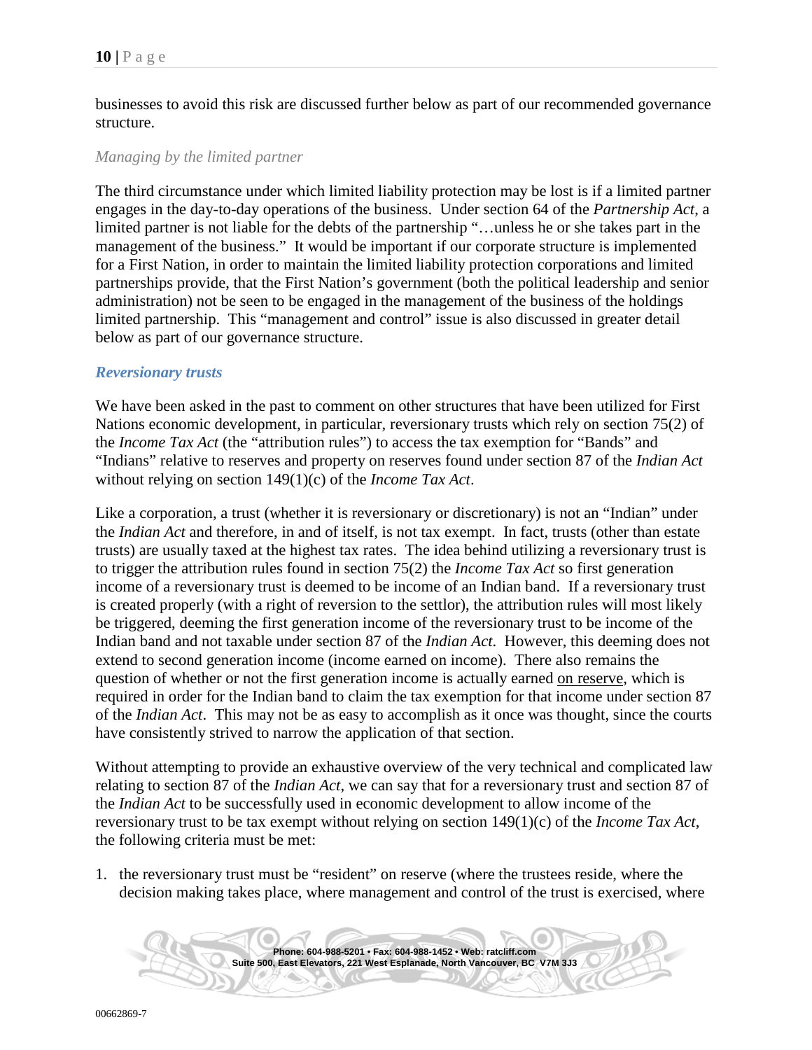businesses to avoid this risk are discussed further below as part of our recommended governance structure.

*Managing by the limited partner*

The third circumstance under which limited liability protection may be lost is if a limited partner engages in the day-to-day operations of the business. Under section 64 of the *Partnership Act*, a limited partner is not liable for the debts of the partnership "…unless he or she takes part in the management of the business." It would be important if our corporate structure is implemented for a First Nation, in order to maintain the limited liability protection corporations and limited partnerships provide, that the First Nation's government (both the political leadership and senior administration) not be seen to be engaged in the management of the business of the holdings limited partnership. This "management and control" issue is also discussed in greater detail below as part of our governance structure.

### *Reversionary trusts*

We have been asked in the past to comment on other structures that have been utilized for First Nations economic development, in particular, reversionary trusts which rely on section 75(2) of the *Income Tax Act* (the "attribution rules") to access the tax exemption for "Bands" and "Indians" relative to reserves and property on reserves found under section 87 of the *Indian Act* without relying on section 149(1)(c) of the *Income Tax Act*.

Like a corporation, a trust (whether it is reversionary or discretionary) is not an "Indian" under the *Indian Act* and therefore, in and of itself, is not tax exempt. In fact, trusts (other than estate trusts) are usually taxed at the highest tax rates. The idea behind utilizing a reversionary trust is to trigger the attribution rules found in section 75(2) the *Income Tax Act* so first generation income of a reversionary trust is deemed to be income of an Indian band. If a reversionary trust is created properly (with a right of reversion to the settlor), the attribution rules will most likely be triggered, deeming the first generation income of the reversionary trust to be income of the Indian band and not taxable under section 87 of the *Indian Act*. However, this deeming does not extend to second generation income (income earned on income). There also remains the question of whether or not the first generation income is actually earned <u>on reserve</u>, which is required in order for the Indian band to claim the tax exemption for that income under section 87 of the *Indian Act*. This may not be as easy to accomplish as it once was thought, since the courts have consistently strived to narrow the application of that section.

Without attempting to provide an exhaustive overview of the very technical and complicated law relating to section 87 of the *Indian Act*, we can say that for a reversionary trust and section 87 of the *Indian Act* to be successfully used in economic development to allow income of the reversionary trust to be tax exempt without relying on section 149(1)(c) of the *Income Tax Act*, the following criteria must be met:

1. the reversionary trust must be "resident" on reserve (where the trustees reside, where the decision making takes place, where management and control of the trust is exercised, where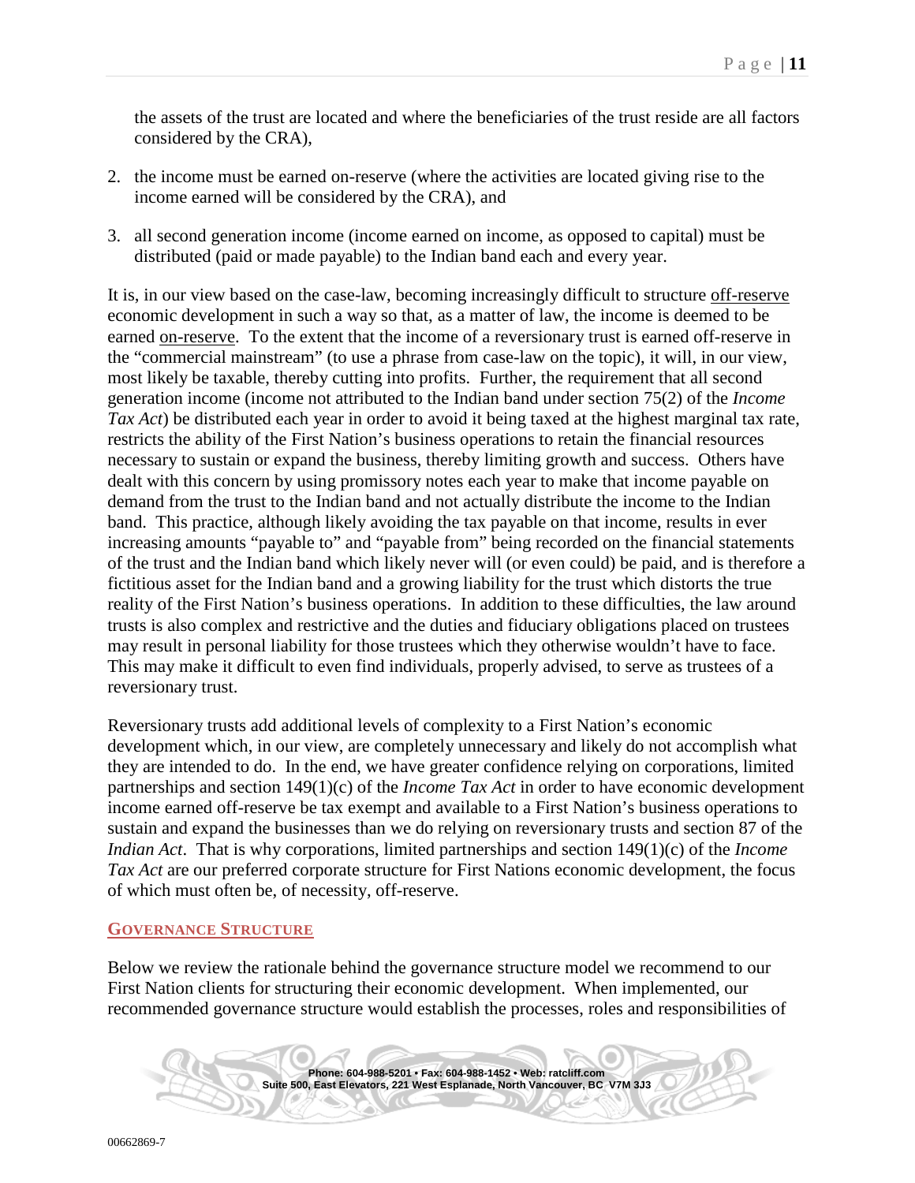the assets of the trust are located and where the beneficiaries of the trust reside are all factors considered by the CRA),

2. the income must be earned on-reserve (where the activities are located giving rise to the income earned will be considered by the CRA), and
3. all second generation income (income earned on income, as opposed to capital) must be distributed (paid or made payable) to the Indian band each and every year.

It is, in our view based on the case-law, becoming increasingly difficult to structure off-reserve economic development in such a way so that, as a matter of law, the income is deemed to be earned on-reserve. To the extent that the income of a reversionary trust is earned off-reserve in the "commercial mainstream" (to use a phrase from case-law on the topic), it will, in our view, most likely be taxable, thereby cutting into profits. Further, the requirement that all second generation income (income not attributed to the Indian band under section 75(2) of the *Income Tax Act*) be distributed each year in order to avoid it being taxed at the highest marginal tax rate, restricts the ability of the First Nation's business operations to retain the financial resources necessary to sustain or expand the business, thereby limiting growth and success. Others have dealt with this concern by using promissory notes each year to make that income payable on demand from the trust to the Indian band and not actually distribute the income to the Indian band. This practice, although likely avoiding the tax payable on that income, results in ever increasing amounts "payable to" and "payable from" being recorded on the financial statements of the trust and the Indian band which likely never will (or even could) be paid, and is therefore a fictitious asset for the Indian band and a growing liability for the trust which distorts the true reality of the First Nation's business operations. In addition to these difficulties, the law around trusts is also complex and restrictive and the duties and fiduciary obligations placed on trustees may result in personal liability for those trustees which they otherwise wouldn't have to face. This may make it difficult to even find individuals, properly advised, to serve as trustees of a reversionary trust.

Reversionary trusts add additional levels of complexity to a First Nation's economic development which, in our view, are completely unnecessary and likely do not accomplish what they are intended to do. In the end, we have greater confidence relying on corporations, limited partnerships and section 149(1)(c) of the *Income Tax Act* in order to have economic development income earned off-reserve be tax exempt and available to a First Nation's business operations to sustain and expand the businesses than we do relying on reversionary trusts and section 87 of the *Indian Act*. That is why corporations, limited partnerships and section 149(1)(c) of the *Income Tax Act* are our preferred corporate structure for First Nations economic development, the focus of which must often be, of necessity, off-reserve.

## GOVERNANCE STRUCTURE

Below we review the rationale behind the governance structure model we recommend to our First Nation clients for structuring their economic development. When implemented, our recommended governance structure would establish the processes, roles and responsibilities of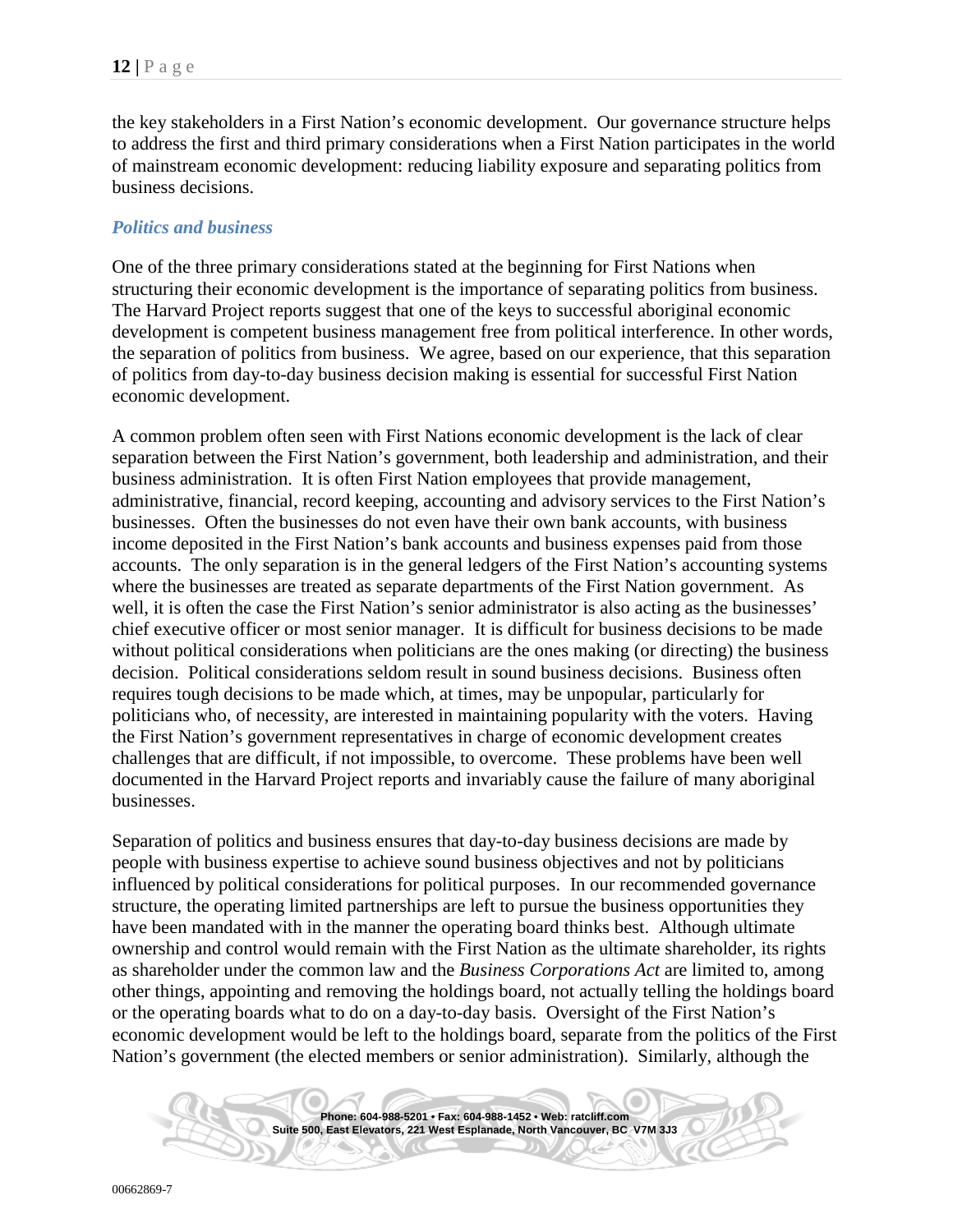the key stakeholders in a First Nation's economic development. Our governance structure helps to address the first and third primary considerations when a First Nation participates in the world of mainstream economic development: reducing liability exposure and separating politics from business decisions.

### *Politics and business*

One of the three primary considerations stated at the beginning for First Nations when structuring their economic development is the importance of separating politics from business. The Harvard Project reports suggest that one of the keys to successful aboriginal economic development is competent business management free from political interference. In other words, the separation of politics from business. We agree, based on our experience, that this separation of politics from day-to-day business decision making is essential for successful First Nation economic development.

A common problem often seen with First Nations economic development is the lack of clear separation between the First Nation's government, both leadership and administration, and their business administration. It is often First Nation employees that provide management, administrative, financial, record keeping, accounting and advisory services to the First Nation's businesses. Often the businesses do not even have their own bank accounts, with business income deposited in the First Nation's bank accounts and business expenses paid from those accounts. The only separation is in the general ledgers of the First Nation's accounting systems where the businesses are treated as separate departments of the First Nation government. As well, it is often the case the First Nation's senior administrator is also acting as the businesses' chief executive officer or most senior manager. It is difficult for business decisions to be made without political considerations when politicians are the ones making (or directing) the business decision. Political considerations seldom result in sound business decisions. Business often requires tough decisions to be made which, at times, may be unpopular, particularly for politicians who, of necessity, are interested in maintaining popularity with the voters. Having the First Nation's government representatives in charge of economic development creates challenges that are difficult, if not impossible, to overcome. These problems have been well documented in the Harvard Project reports and invariably cause the failure of many aboriginal businesses.

Separation of politics and business ensures that day-to-day business decisions are made by people with business expertise to achieve sound business objectives and not by politicians influenced by political considerations for political purposes. In our recommended governance structure, the operating limited partnerships are left to pursue the business opportunities they have been mandated with in the manner the operating board thinks best. Although ultimate ownership and control would remain with the First Nation as the ultimate shareholder, its rights as shareholder under the common law and the *Business Corporations Act* are limited to, among other things, appointing and removing the holdings board, not actually telling the holdings board or the operating boards what to do on a day-to-day basis. Oversight of the First Nation's economic development would be left to the holdings board, separate from the politics of the First Nation's government (the elected members or senior administration). Similarly, although the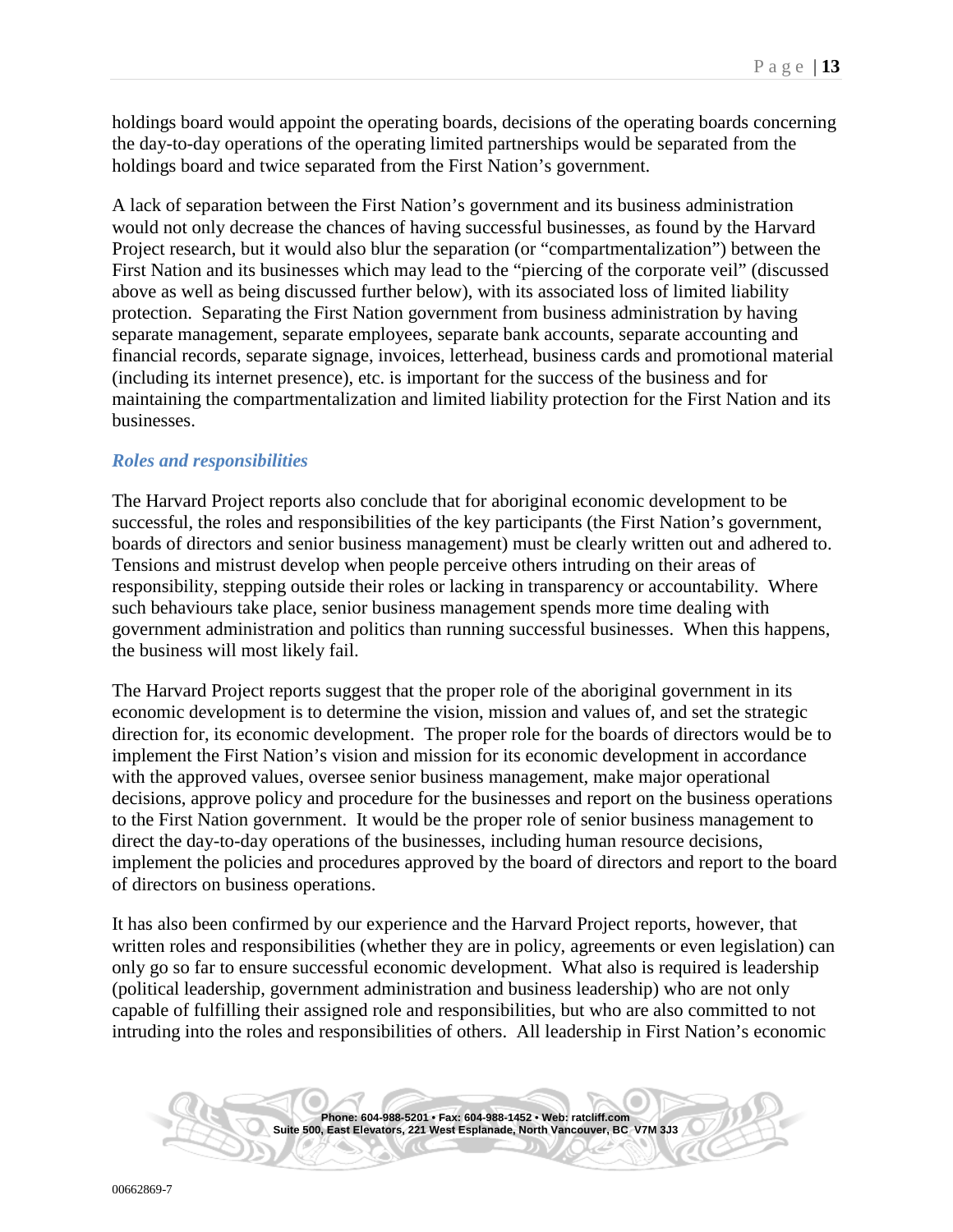holdings board would appoint the operating boards, decisions of the operating boards concerning the day-to-day operations of the operating limited partnerships would be separated from the holdings board and twice separated from the First Nation's government.

A lack of separation between the First Nation's government and its business administration would not only decrease the chances of having successful businesses, as found by the Harvard Project research, but it would also blur the separation (or "compartmentalization") between the First Nation and its businesses which may lead to the "piercing of the corporate veil" (discussed above as well as being discussed further below), with its associated loss of limited liability protection. Separating the First Nation government from business administration by having separate management, separate employees, separate bank accounts, separate accounting and financial records, separate signage, invoices, letterhead, business cards and promotional material (including its internet presence), etc. is important for the success of the business and for maintaining the compartmentalization and limited liability protection for the First Nation and its businesses.

### *Roles and responsibilities*

The Harvard Project reports also conclude that for aboriginal economic development to be successful, the roles and responsibilities of the key participants (the First Nation's government, boards of directors and senior business management) must be clearly written out and adhered to. Tensions and mistrust develop when people perceive others intruding on their areas of responsibility, stepping outside their roles or lacking in transparency or accountability. Where such behaviours take place, senior business management spends more time dealing with government administration and politics than running successful businesses. When this happens, the business will most likely fail.

The Harvard Project reports suggest that the proper role of the aboriginal government in its economic development is to determine the vision, mission and values of, and set the strategic direction for, its economic development. The proper role for the boards of directors would be to implement the First Nation's vision and mission for its economic development in accordance with the approved values, oversee senior business management, make major operational decisions, approve policy and procedure for the businesses and report on the business operations to the First Nation government. It would be the proper role of senior business management to direct the day-to-day operations of the businesses, including human resource decisions, implement the policies and procedures approved by the board of directors and report to the board of directors on business operations.

It has also been confirmed by our experience and the Harvard Project reports, however, that written roles and responsibilities (whether they are in policy, agreements or even legislation) can only go so far to ensure successful economic development. What also is required is leadership (political leadership, government administration and business leadership) who are not only capable of fulfilling their assigned role and responsibilities, but who are also committed to not intruding into the roles and responsibilities of others. All leadership in First Nation's economic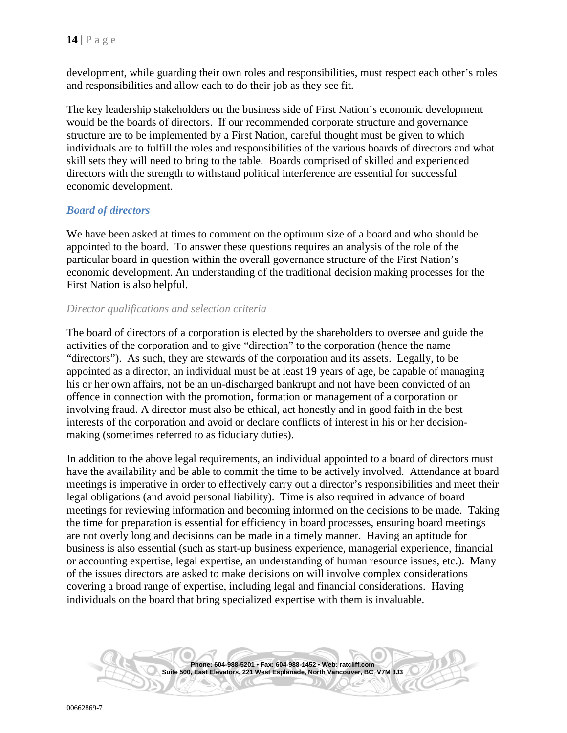development, while guarding their own roles and responsibilities, must respect each other's roles and responsibilities and allow each to do their job as they see fit.

The key leadership stakeholders on the business side of First Nation's economic development would be the boards of directors. If our recommended corporate structure and governance structure are to be implemented by a First Nation, careful thought must be given to which individuals are to fulfill the roles and responsibilities of the various boards of directors and what skill sets they will need to bring to the table. Boards comprised of skilled and experienced directors with the strength to withstand political interference are essential for successful economic development.

### *Board of directors*

We have been asked at times to comment on the optimum size of a board and who should be appointed to the board. To answer these questions requires an analysis of the role of the particular board in question within the overall governance structure of the First Nation's economic development. An understanding of the traditional decision making processes for the First Nation is also helpful.

#### *Director qualifications and selection criteria*

The board of directors of a corporation is elected by the shareholders to oversee and guide the activities of the corporation and to give "direction" to the corporation (hence the name "directors"). As such, they are stewards of the corporation and its assets. Legally, to be appointed as a director, an individual must be at least 19 years of age, be capable of managing his or her own affairs, not be an un-discharged bankrupt and not have been convicted of an offence in connection with the promotion, formation or management of a corporation or involving fraud. A director must also be ethical, act honestly and in good faith in the best interests of the corporation and avoid or declare conflicts of interest in his or her decision-making (sometimes referred to as fiduciary duties).

In addition to the above legal requirements, an individual appointed to a board of directors must have the availability and be able to commit the time to be actively involved. Attendance at board meetings is imperative in order to effectively carry out a director's responsibilities and meet their legal obligations (and avoid personal liability). Time is also required in advance of board meetings for reviewing information and becoming informed on the decisions to be made. Taking the time for preparation is essential for efficiency in board processes, ensuring board meetings are not overly long and decisions can be made in a timely manner. Having an aptitude for business is also essential (such as start-up business experience, managerial experience, financial or accounting expertise, legal expertise, an understanding of human resource issues, etc.). Many of the issues directors are asked to make decisions on will involve complex considerations covering a broad range of expertise, including legal and financial considerations. Having individuals on the board that bring specialized expertise with them is invaluable.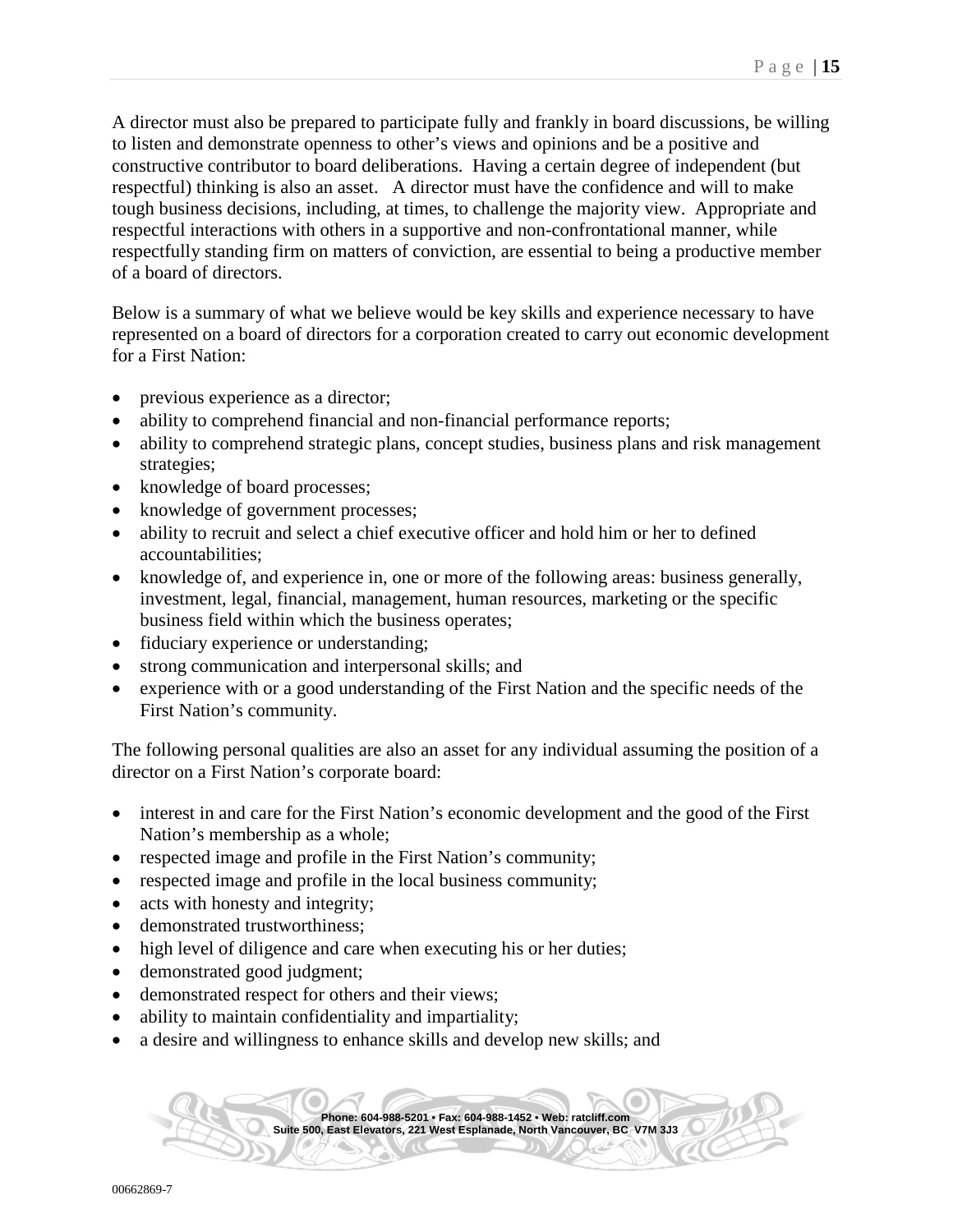A director must also be prepared to participate fully and frankly in board discussions, be willing to listen and demonstrate openness to other's views and opinions and be a positive and constructive contributor to board deliberations. Having a certain degree of independent (but respectful) thinking is also an asset. A director must have the confidence and will to make tough business decisions, including, at times, to challenge the majority view. Appropriate and respectful interactions with others in a supportive and non-confrontational manner, while respectfully standing firm on matters of conviction, are essential to being a productive member of a board of directors.

Below is a summary of what we believe would be key skills and experience necessary to have represented on a board of directors for a corporation created to carry out economic development for a First Nation:

- previous experience as a director;
- ability to comprehend financial and non-financial performance reports;
- ability to comprehend strategic plans, concept studies, business plans and risk management strategies;
- knowledge of board processes;
- knowledge of government processes;
- ability to recruit and select a chief executive officer and hold him or her to defined accountabilities;
- knowledge of, and experience in, one or more of the following areas: business generally, investment, legal, financial, management, human resources, marketing or the specific business field within which the business operates;
- fiduciary experience or understanding;
- strong communication and interpersonal skills; and
- experience with or a good understanding of the First Nation and the specific needs of the First Nation's community.

The following personal qualities are also an asset for any individual assuming the position of a director on a First Nation's corporate board:

- interest in and care for the First Nation's economic development and the good of the First Nation's membership as a whole;
- respected image and profile in the First Nation's community;
- respected image and profile in the local business community;
- acts with honesty and integrity;
- demonstrated trustworthiness;
- high level of diligence and care when executing his or her duties;
- demonstrated good judgment;
- demonstrated respect for others and their views;
- ability to maintain confidentiality and impartiality;
- a desire and willingness to enhance skills and develop new skills; and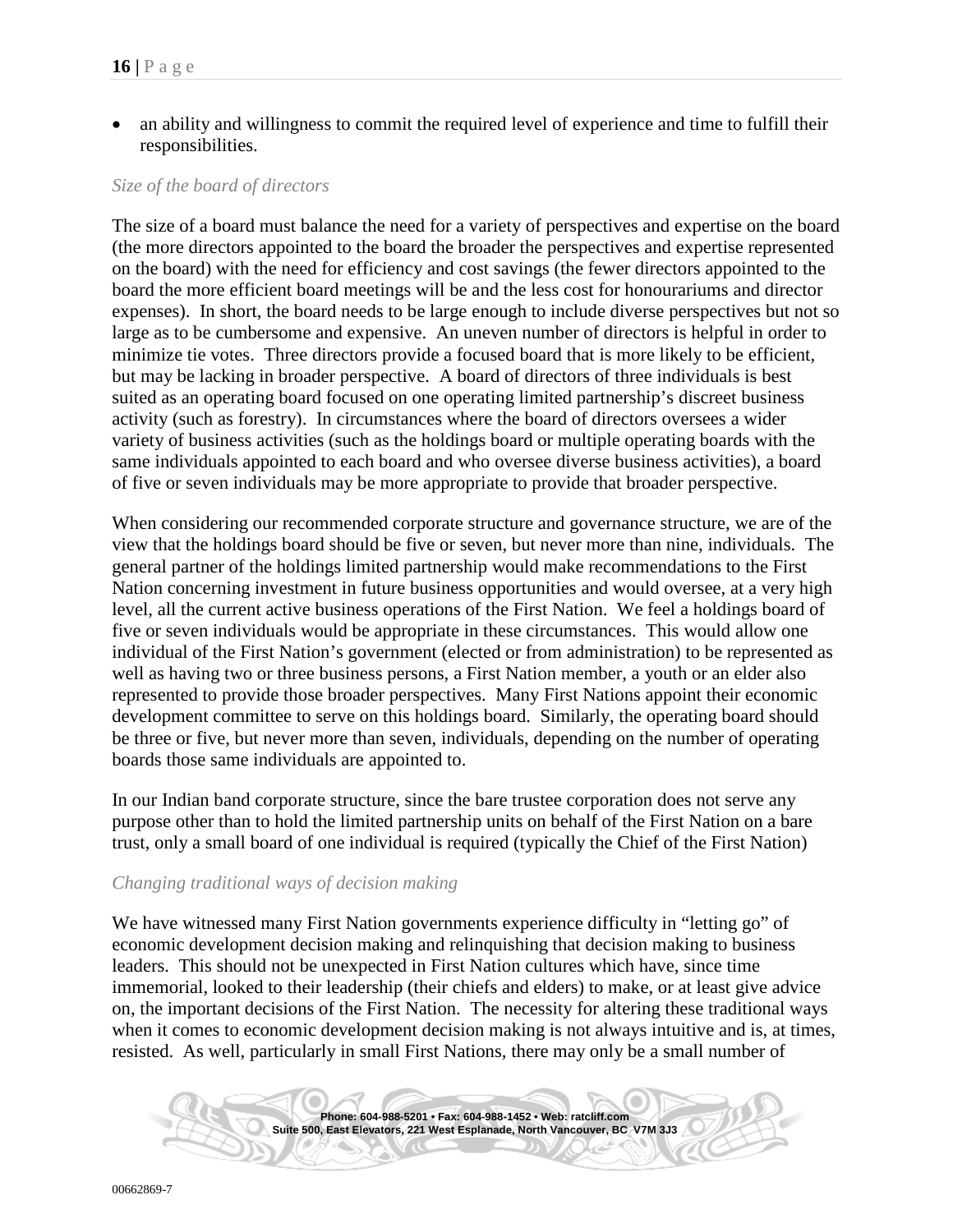- an ability and willingness to commit the required level of experience and time to fulfill their responsibilities.

*Size of the board of directors*

The size of a board must balance the need for a variety of perspectives and expertise on the board (the more directors appointed to the board the broader the perspectives and expertise represented on the board) with the need for efficiency and cost savings (the fewer directors appointed to the board the more efficient board meetings will be and the less cost for honourariums and director expenses). In short, the board needs to be large enough to include diverse perspectives but not so large as to be cumbersome and expensive. An uneven number of directors is helpful in order to minimize tie votes. Three directors provide a focused board that is more likely to be efficient, but may be lacking in broader perspective. A board of directors of three individuals is best suited as an operating board focused on one operating limited partnership's discreet business activity (such as forestry). In circumstances where the board of directors oversees a wider variety of business activities (such as the holdings board or multiple operating boards with the same individuals appointed to each board and who oversee diverse business activities), a board of five or seven individuals may be more appropriate to provide that broader perspective.

When considering our recommended corporate structure and governance structure, we are of the view that the holdings board should be five or seven, but never more than nine, individuals. The general partner of the holdings limited partnership would make recommendations to the First Nation concerning investment in future business opportunities and would oversee, at a very high level, all the current active business operations of the First Nation. We feel a holdings board of five or seven individuals would be appropriate in these circumstances. This would allow one individual of the First Nation's government (elected or from administration) to be represented as well as having two or three business persons, a First Nation member, a youth or an elder also represented to provide those broader perspectives. Many First Nations appoint their economic development committee to serve on this holdings board. Similarly, the operating board should be three or five, but never more than seven, individuals, depending on the number of operating boards those same individuals are appointed to.

In our Indian band corporate structure, since the bare trustee corporation does not serve any purpose other than to hold the limited partnership units on behalf of the First Nation on a bare trust, only a small board of one individual is required (typically the Chief of the First Nation)

*Changing traditional ways of decision making*

We have witnessed many First Nation governments experience difficulty in "letting go" of economic development decision making and relinquishing that decision making to business leaders. This should not be unexpected in First Nation cultures which have, since time immemorial, looked to their leadership (their chiefs and elders) to make, or at least give advice on, the important decisions of the First Nation. The necessity for altering these traditional ways when it comes to economic development decision making is not always intuitive and is, at times, resisted. As well, particularly in small First Nations, there may only be a small number of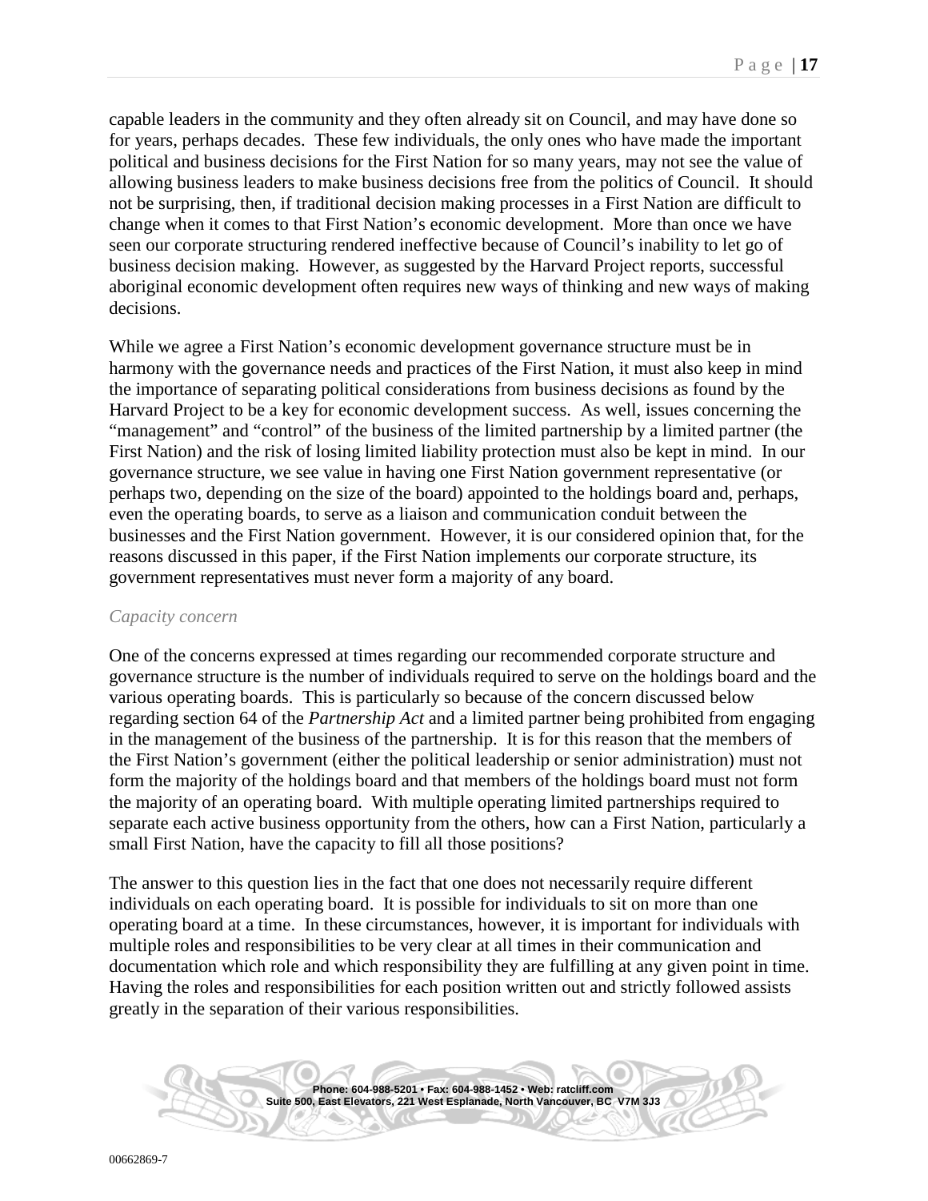capable leaders in the community and they often already sit on Council, and may have done so for years, perhaps decades. These few individuals, the only ones who have made the important political and business decisions for the First Nation for so many years, may not see the value of allowing business leaders to make business decisions free from the politics of Council. It should not be surprising, then, if traditional decision making processes in a First Nation are difficult to change when it comes to that First Nation's economic development. More than once we have seen our corporate structuring rendered ineffective because of Council's inability to let go of business decision making. However, as suggested by the Harvard Project reports, successful aboriginal economic development often requires new ways of thinking and new ways of making decisions.

While we agree a First Nation's economic development governance structure must be in harmony with the governance needs and practices of the First Nation, it must also keep in mind the importance of separating political considerations from business decisions as found by the Harvard Project to be a key for economic development success. As well, issues concerning the "management" and "control" of the business of the limited partnership by a limited partner (the First Nation) and the risk of losing limited liability protection must also be kept in mind. In our governance structure, we see value in having one First Nation government representative (or perhaps two, depending on the size of the board) appointed to the holdings board and, perhaps, even the operating boards, to serve as a liaison and communication conduit between the businesses and the First Nation government. However, it is our considered opinion that, for the reasons discussed in this paper, if the First Nation implements our corporate structure, its government representatives must never form a majority of any board.

*Capacity concern*

One of the concerns expressed at times regarding our recommended corporate structure and governance structure is the number of individuals required to serve on the holdings board and the various operating boards. This is particularly so because of the concern discussed below regarding section 64 of the *Partnership Act* and a limited partner being prohibited from engaging in the management of the business of the partnership. It is for this reason that the members of the First Nation's government (either the political leadership or senior administration) must not form the majority of the holdings board and that members of the holdings board must not form the majority of an operating board. With multiple operating limited partnerships required to separate each active business opportunity from the others, how can a First Nation, particularly a small First Nation, have the capacity to fill all those positions?

The answer to this question lies in the fact that one does not necessarily require different individuals on each operating board. It is possible for individuals to sit on more than one operating board at a time. In these circumstances, however, it is important for individuals with multiple roles and responsibilities to be very clear at all times in their communication and documentation which role and which responsibility they are fulfilling at any given point in time. Having the roles and responsibilities for each position written out and strictly followed assists greatly in the separation of their various responsibilities.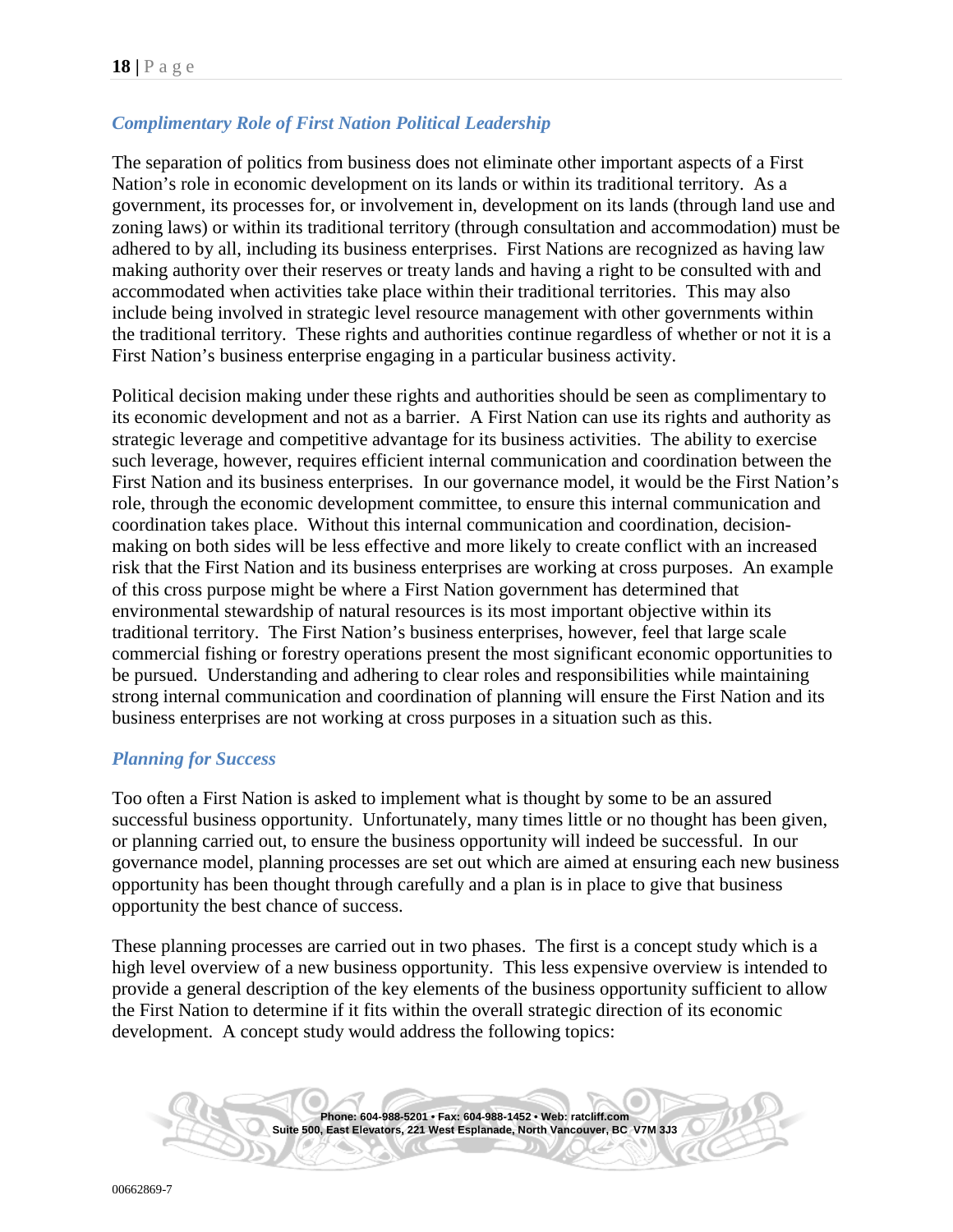### *Complimentary Role of First Nation Political Leadership*

The separation of politics from business does not eliminate other important aspects of a First Nation's role in economic development on its lands or within its traditional territory. As a government, its processes for, or involvement in, development on its lands (through land use and zoning laws) or within its traditional territory (through consultation and accommodation) must be adhered to by all, including its business enterprises. First Nations are recognized as having law making authority over their reserves or treaty lands and having a right to be consulted with and accommodated when activities take place within their traditional territories. This may also include being involved in strategic level resource management with other governments within the traditional territory. These rights and authorities continue regardless of whether or not it is a First Nation's business enterprise engaging in a particular business activity.

Political decision making under these rights and authorities should be seen as complimentary to its economic development and not as a barrier. A First Nation can use its rights and authority as strategic leverage and competitive advantage for its business activities. The ability to exercise such leverage, however, requires efficient internal communication and coordination between the First Nation and its business enterprises. In our governance model, it would be the First Nation's role, through the economic development committee, to ensure this internal communication and coordination takes place. Without this internal communication and coordination, decision-making on both sides will be less effective and more likely to create conflict with an increased risk that the First Nation and its business enterprises are working at cross purposes. An example of this cross purpose might be where a First Nation government has determined that environmental stewardship of natural resources is its most important objective within its traditional territory. The First Nation's business enterprises, however, feel that large scale commercial fishing or forestry operations present the most significant economic opportunities to be pursued. Understanding and adhering to clear roles and responsibilities while maintaining strong internal communication and coordination of planning will ensure the First Nation and its business enterprises are not working at cross purposes in a situation such as this.

### *Planning for Success*

Too often a First Nation is asked to implement what is thought by some to be an assured successful business opportunity. Unfortunately, many times little or no thought has been given, or planning carried out, to ensure the business opportunity will indeed be successful. In our governance model, planning processes are set out which are aimed at ensuring each new business opportunity has been thought through carefully and a plan is in place to give that business opportunity the best chance of success.

These planning processes are carried out in two phases. The first is a concept study which is a high level overview of a new business opportunity. This less expensive overview is intended to provide a general description of the key elements of the business opportunity sufficient to allow the First Nation to determine if it fits within the overall strategic direction of its economic development. A concept study would address the following topics: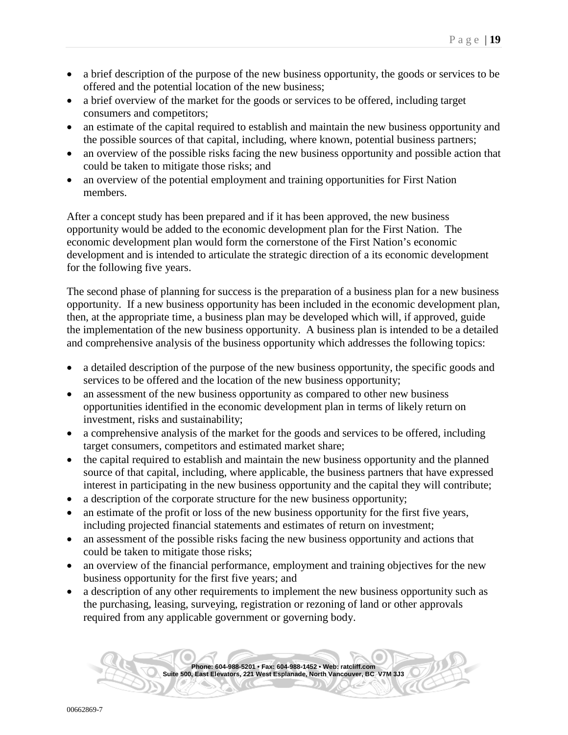- a brief description of the purpose of the new business opportunity, the goods or services to be offered and the potential location of the new business;
- a brief overview of the market for the goods or services to be offered, including target consumers and competitors;
- an estimate of the capital required to establish and maintain the new business opportunity and the possible sources of that capital, including, where known, potential business partners;
- an overview of the possible risks facing the new business opportunity and possible action that could be taken to mitigate those risks; and
- an overview of the potential employment and training opportunities for First Nation members.

After a concept study has been prepared and if it has been approved, the new business opportunity would be added to the economic development plan for the First Nation. The economic development plan would form the cornerstone of the First Nation's economic development and is intended to articulate the strategic direction of a its economic development for the following five years.

The second phase of planning for success is the preparation of a business plan for a new business opportunity. If a new business opportunity has been included in the economic development plan, then, at the appropriate time, a business plan may be developed which will, if approved, guide the implementation of the new business opportunity. A business plan is intended to be a detailed and comprehensive analysis of the business opportunity which addresses the following topics:

- a detailed description of the purpose of the new business opportunity, the specific goods and services to be offered and the location of the new business opportunity;
- an assessment of the new business opportunity as compared to other new business opportunities identified in the economic development plan in terms of likely return on investment, risks and sustainability;
- a comprehensive analysis of the market for the goods and services to be offered, including target consumers, competitors and estimated market share;
- the capital required to establish and maintain the new business opportunity and the planned source of that capital, including, where applicable, the business partners that have expressed interest in participating in the new business opportunity and the capital they will contribute;
- a description of the corporate structure for the new business opportunity;
- an estimate of the profit or loss of the new business opportunity for the first five years, including projected financial statements and estimates of return on investment;
- an assessment of the possible risks facing the new business opportunity and actions that could be taken to mitigate those risks;
- an overview of the financial performance, employment and training objectives for the new business opportunity for the first five years; and
- a description of any other requirements to implement the new business opportunity such as the purchasing, leasing, surveying, registration or rezoning of land or other approvals required from any applicable government or governing body.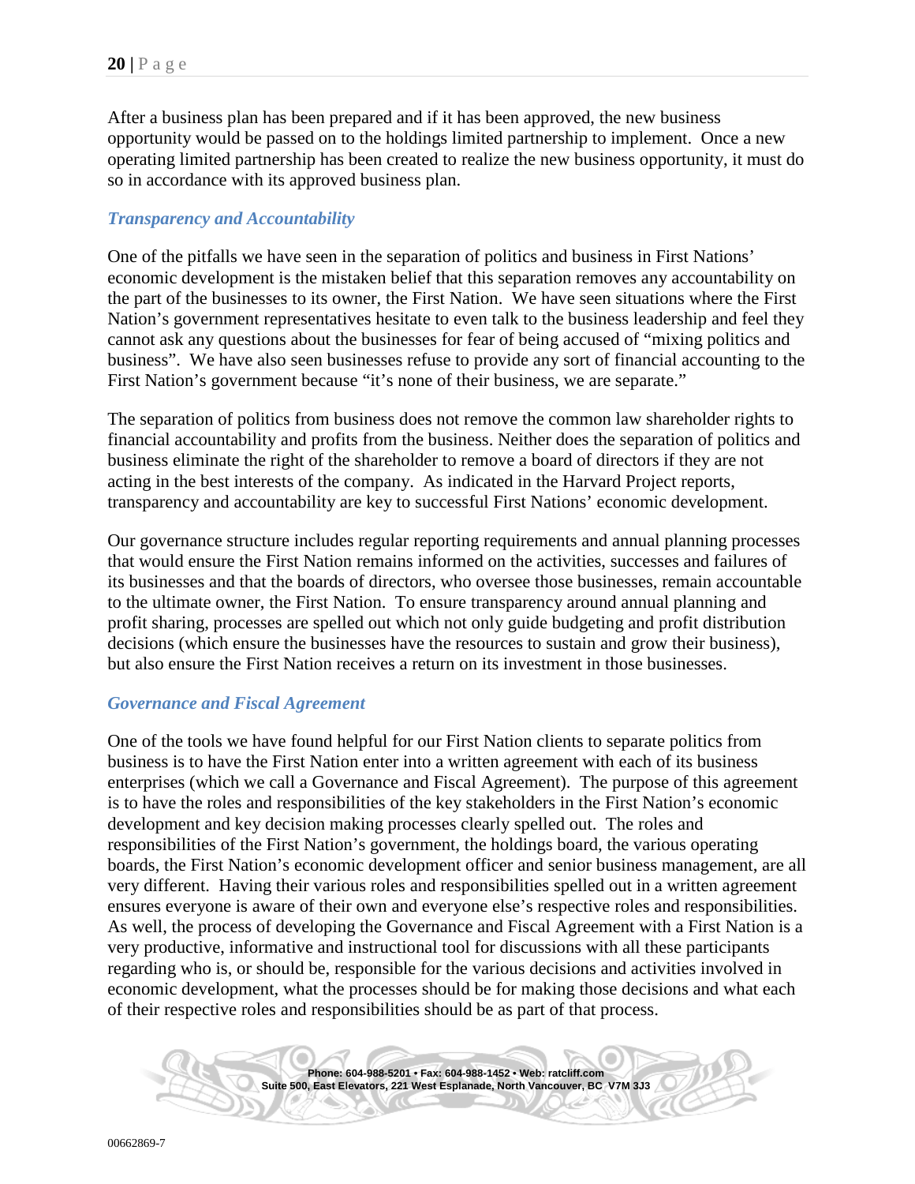After a business plan has been prepared and if it has been approved, the new business opportunity would be passed on to the holdings limited partnership to implement. Once a new operating limited partnership has been created to realize the new business opportunity, it must do so in accordance with its approved business plan.

### *Transparency and Accountability*

One of the pitfalls we have seen in the separation of politics and business in First Nations' economic development is the mistaken belief that this separation removes any accountability on the part of the businesses to its owner, the First Nation. We have seen situations where the First Nation's government representatives hesitate to even talk to the business leadership and feel they cannot ask any questions about the businesses for fear of being accused of "mixing politics and business". We have also seen businesses refuse to provide any sort of financial accounting to the First Nation's government because "it's none of their business, we are separate."

The separation of politics from business does not remove the common law shareholder rights to financial accountability and profits from the business. Neither does the separation of politics and business eliminate the right of the shareholder to remove a board of directors if they are not acting in the best interests of the company. As indicated in the Harvard Project reports, transparency and accountability are key to successful First Nations' economic development.

Our governance structure includes regular reporting requirements and annual planning processes that would ensure the First Nation remains informed on the activities, successes and failures of its businesses and that the boards of directors, who oversee those businesses, remain accountable to the ultimate owner, the First Nation. To ensure transparency around annual planning and profit sharing, processes are spelled out which not only guide budgeting and profit distribution decisions (which ensure the businesses have the resources to sustain and grow their business), but also ensure the First Nation receives a return on its investment in those businesses.

### *Governance and Fiscal Agreement*

One of the tools we have found helpful for our First Nation clients to separate politics from business is to have the First Nation enter into a written agreement with each of its business enterprises (which we call a Governance and Fiscal Agreement). The purpose of this agreement is to have the roles and responsibilities of the key stakeholders in the First Nation's economic development and key decision making processes clearly spelled out. The roles and responsibilities of the First Nation's government, the holdings board, the various operating boards, the First Nation's economic development officer and senior business management, are all very different. Having their various roles and responsibilities spelled out in a written agreement ensures everyone is aware of their own and everyone else's respective roles and responsibilities. As well, the process of developing the Governance and Fiscal Agreement with a First Nation is a very productive, informative and instructional tool for discussions with all these participants regarding who is, or should be, responsible for the various decisions and activities involved in economic development, what the processes should be for making those decisions and what each of their respective roles and responsibilities should be as part of that process.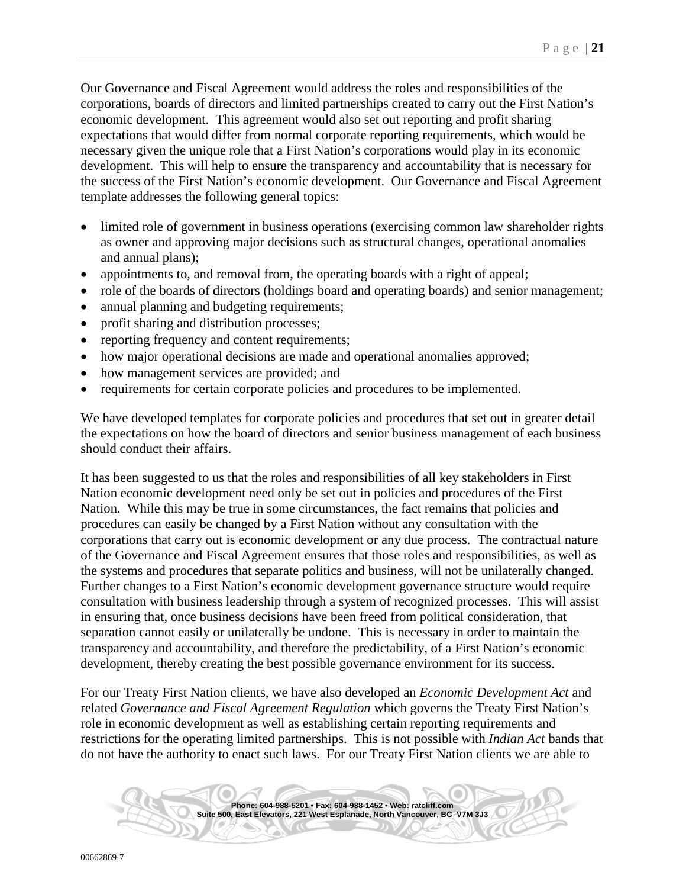Our Governance and Fiscal Agreement would address the roles and responsibilities of the corporations, boards of directors and limited partnerships created to carry out the First Nation's economic development. This agreement would also set out reporting and profit sharing expectations that would differ from normal corporate reporting requirements, which would be necessary given the unique role that a First Nation's corporations would play in its economic development. This will help to ensure the transparency and accountability that is necessary for the success of the First Nation's economic development. Our Governance and Fiscal Agreement template addresses the following general topics:

- limited role of government in business operations (exercising common law shareholder rights as owner and approving major decisions such as structural changes, operational anomalies and annual plans);
- appointments to, and removal from, the operating boards with a right of appeal;
- role of the boards of directors (holdings board and operating boards) and senior management;
- annual planning and budgeting requirements;
- profit sharing and distribution processes;
- reporting frequency and content requirements;
- how major operational decisions are made and operational anomalies approved;
- how management services are provided; and
- requirements for certain corporate policies and procedures to be implemented.

We have developed templates for corporate policies and procedures that set out in greater detail the expectations on how the board of directors and senior business management of each business should conduct their affairs.

It has been suggested to us that the roles and responsibilities of all key stakeholders in First Nation economic development need only be set out in policies and procedures of the First Nation. While this may be true in some circumstances, the fact remains that policies and procedures can easily be changed by a First Nation without any consultation with the corporations that carry out is economic development or any due process. The contractual nature of the Governance and Fiscal Agreement ensures that those roles and responsibilities, as well as the systems and procedures that separate politics and business, will not be unilaterally changed. Further changes to a First Nation's economic development governance structure would require consultation with business leadership through a system of recognized processes. This will assist in ensuring that, once business decisions have been freed from political consideration, that separation cannot easily or unilaterally be undone. This is necessary in order to maintain the transparency and accountability, and therefore the predictability, of a First Nation's economic development, thereby creating the best possible governance environment for its success.

For our Treaty First Nation clients, we have also developed an *Economic Development Act* and related *Governance and Fiscal Agreement Regulation* which governs the Treaty First Nation's role in economic development as well as establishing certain reporting requirements and restrictions for the operating limited partnerships. This is not possible with *Indian Act* bands that do not have the authority to enact such laws. For our Treaty First Nation clients we are able to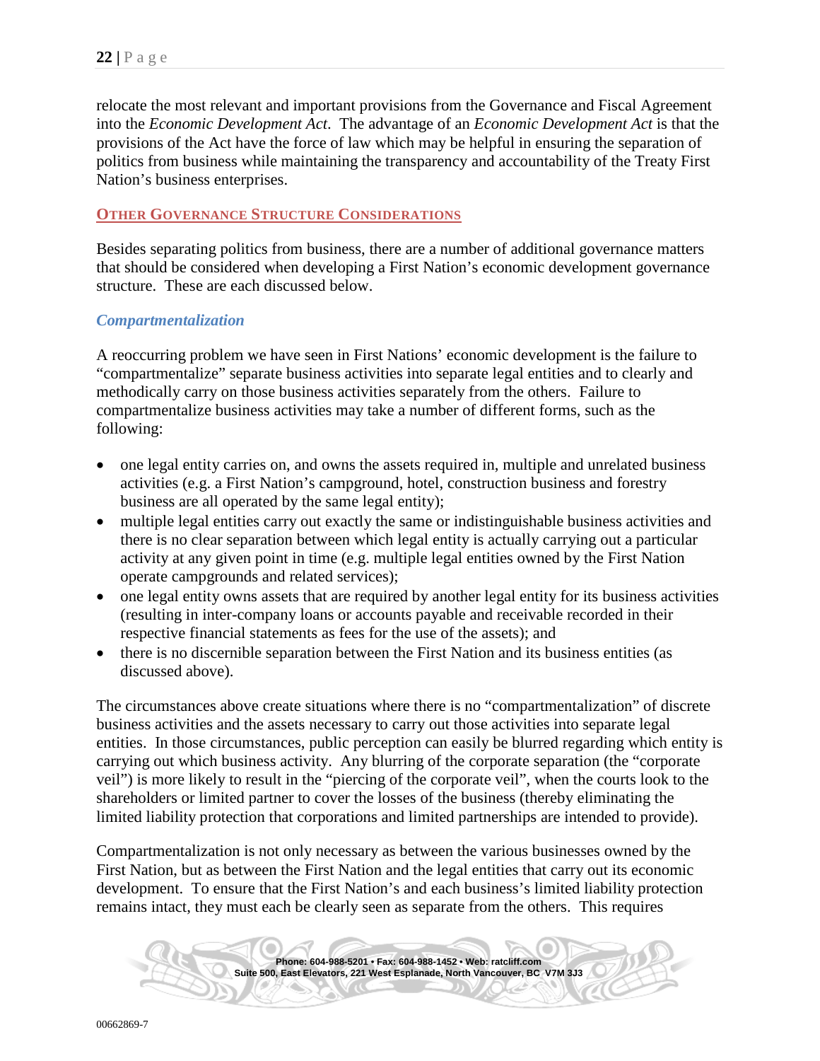relocate the most relevant and important provisions from the Governance and Fiscal Agreement into the *Economic Development Act*. The advantage of an *Economic Development Act* is that the provisions of the Act have the force of law which may be helpful in ensuring the separation of politics from business while maintaining the transparency and accountability of the Treaty First Nation's business enterprises.

## OTHER GOVERNANCE STRUCTURE CONSIDERATIONS

Besides separating politics from business, there are a number of additional governance matters that should be considered when developing a First Nation's economic development governance structure. These are each discussed below.

### *Compartmentalization*

A reoccurring problem we have seen in First Nations' economic development is the failure to "compartmentalize" separate business activities into separate legal entities and to clearly and methodically carry on those business activities separately from the others. Failure to compartmentalize business activities may take a number of different forms, such as the following:

- one legal entity carries on, and owns the assets required in, multiple and unrelated business activities (e.g. a First Nation's campground, hotel, construction business and forestry business are all operated by the same legal entity);
- multiple legal entities carry out exactly the same or indistinguishable business activities and there is no clear separation between which legal entity is actually carrying out a particular activity at any given point in time (e.g. multiple legal entities owned by the First Nation operate campgrounds and related services);
- one legal entity owns assets that are required by another legal entity for its business activities (resulting in inter-company loans or accounts payable and receivable recorded in their respective financial statements as fees for the use of the assets); and
- there is no discernible separation between the First Nation and its business entities (as discussed above).

The circumstances above create situations where there is no "compartmentalization" of discrete business activities and the assets necessary to carry out those activities into separate legal entities. In those circumstances, public perception can easily be blurred regarding which entity is carrying out which business activity. Any blurring of the corporate separation (the "corporate veil") is more likely to result in the "piercing of the corporate veil", when the courts look to the shareholders or limited partner to cover the losses of the business (thereby eliminating the limited liability protection that corporations and limited partnerships are intended to provide).

Compartmentalization is not only necessary as between the various businesses owned by the First Nation, but as between the First Nation and the legal entities that carry out its economic development. To ensure that the First Nation's and each business's limited liability protection remains intact, they must each be clearly seen as separate from the others. This requires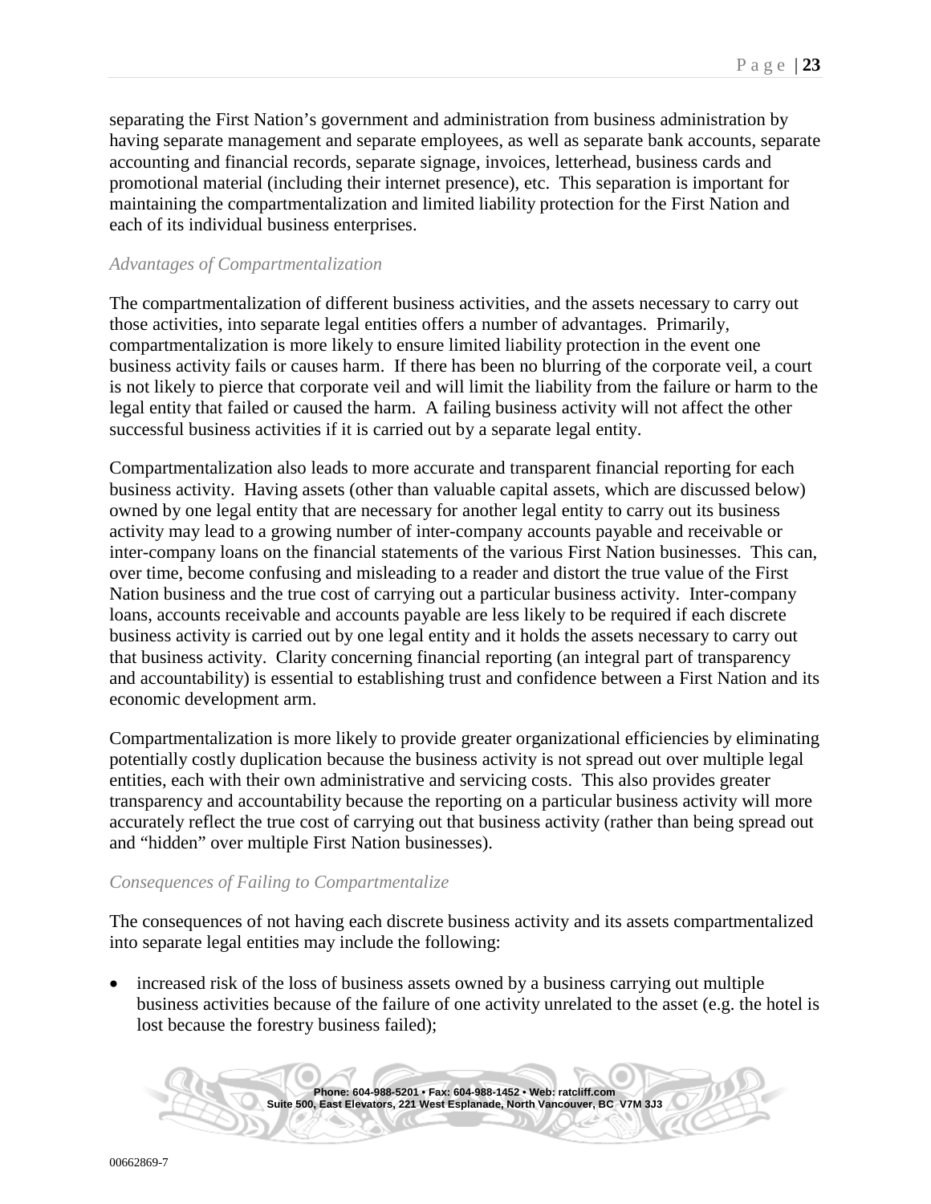separating the First Nation's government and administration from business administration by having separate management and separate employees, as well as separate bank accounts, separate accounting and financial records, separate signage, invoices, letterhead, business cards and promotional material (including their internet presence), etc. This separation is important for maintaining the compartmentalization and limited liability protection for the First Nation and each of its individual business enterprises.

*Advantages of Compartmentalization*

The compartmentalization of different business activities, and the assets necessary to carry out those activities, into separate legal entities offers a number of advantages. Primarily, compartmentalization is more likely to ensure limited liability protection in the event one business activity fails or causes harm. If there has been no blurring of the corporate veil, a court is not likely to pierce that corporate veil and will limit the liability from the failure or harm to the legal entity that failed or caused the harm. A failing business activity will not affect the other successful business activities if it is carried out by a separate legal entity.

Compartmentalization also leads to more accurate and transparent financial reporting for each business activity. Having assets (other than valuable capital assets, which are discussed below) owned by one legal entity that are necessary for another legal entity to carry out its business activity may lead to a growing number of inter-company accounts payable and receivable or inter-company loans on the financial statements of the various First Nation businesses. This can, over time, become confusing and misleading to a reader and distort the true value of the First Nation business and the true cost of carrying out a particular business activity. Inter-company loans, accounts receivable and accounts payable are less likely to be required if each discrete business activity is carried out by one legal entity and it holds the assets necessary to carry out that business activity. Clarity concerning financial reporting (an integral part of transparency and accountability) is essential to establishing trust and confidence between a First Nation and its economic development arm.

Compartmentalization is more likely to provide greater organizational efficiencies by eliminating potentially costly duplication because the business activity is not spread out over multiple legal entities, each with their own administrative and servicing costs. This also provides greater transparency and accountability because the reporting on a particular business activity will more accurately reflect the true cost of carrying out that business activity (rather than being spread out and "hidden" over multiple First Nation businesses).

*Consequences of Failing to Compartmentalize*

The consequences of not having each discrete business activity and its assets compartmentalized into separate legal entities may include the following:

- increased risk of the loss of business assets owned by a business carrying out multiple business activities because of the failure of one activity unrelated to the asset (e.g. the hotel is lost because the forestry business failed);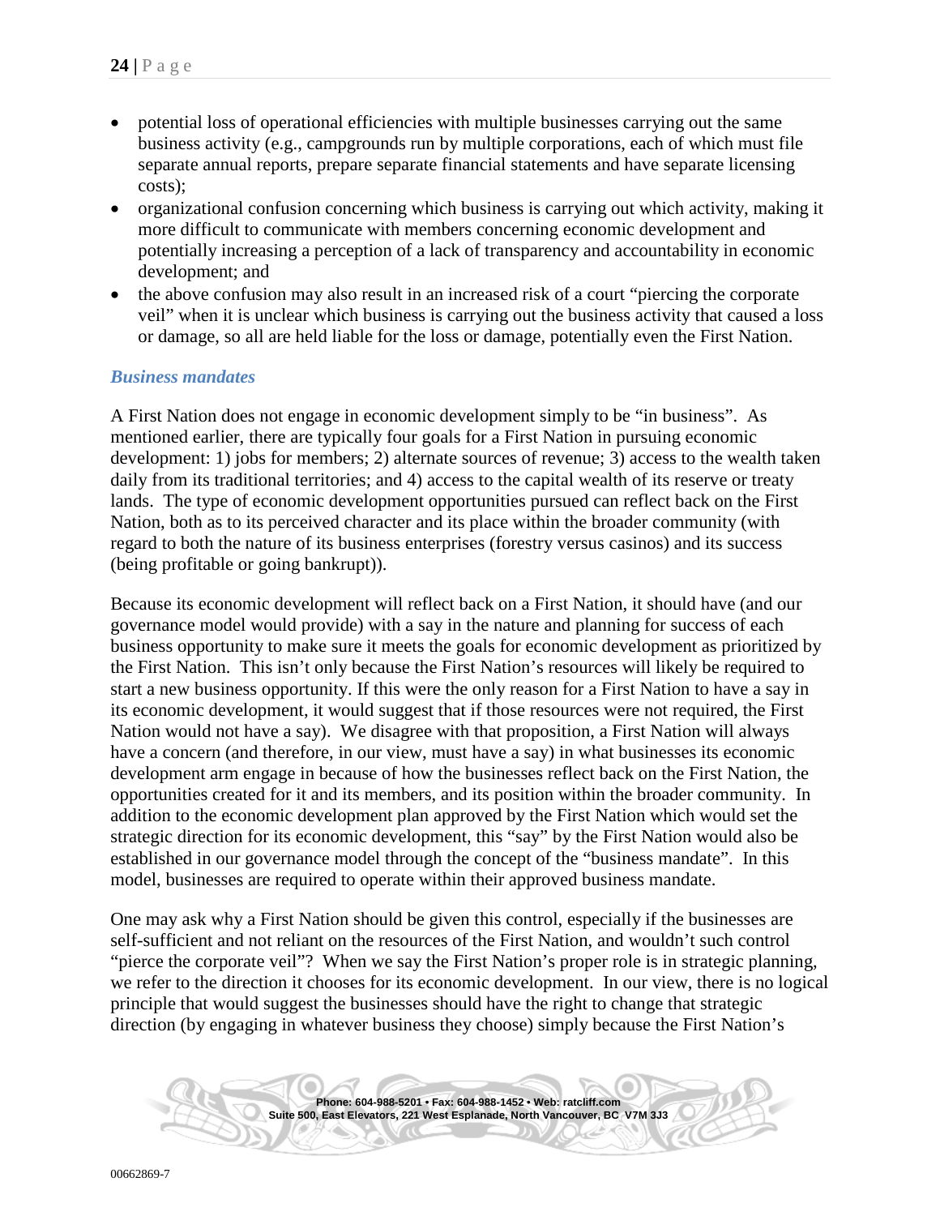- potential loss of operational efficiencies with multiple businesses carrying out the same business activity (e.g., campgrounds run by multiple corporations, each of which must file separate annual reports, prepare separate financial statements and have separate licensing costs);
- organizational confusion concerning which business is carrying out which activity, making it more difficult to communicate with members concerning economic development and potentially increasing a perception of a lack of transparency and accountability in economic development; and
- the above confusion may also result in an increased risk of a court "piercing the corporate veil" when it is unclear which business is carrying out the business activity that caused a loss or damage, so all are held liable for the loss or damage, potentially even the First Nation.

### *Business mandates*

A First Nation does not engage in economic development simply to be "in business". As mentioned earlier, there are typically four goals for a First Nation in pursuing economic development: 1) jobs for members; 2) alternate sources of revenue; 3) access to the wealth taken daily from its traditional territories; and 4) access to the capital wealth of its reserve or treaty lands. The type of economic development opportunities pursued can reflect back on the First Nation, both as to its perceived character and its place within the broader community (with regard to both the nature of its business enterprises (forestry versus casinos) and its success (being profitable or going bankrupt)).

Because its economic development will reflect back on a First Nation, it should have (and our governance model would provide) with a say in the nature and planning for success of each business opportunity to make sure it meets the goals for economic development as prioritized by the First Nation. This isn't only because the First Nation's resources will likely be required to start a new business opportunity. If this were the only reason for a First Nation to have a say in its economic development, it would suggest that if those resources were not required, the First Nation would not have a say). We disagree with that proposition, a First Nation will always have a concern (and therefore, in our view, must have a say) in what businesses its economic development arm engage in because of how the businesses reflect back on the First Nation, the opportunities created for it and its members, and its position within the broader community. In addition to the economic development plan approved by the First Nation which would set the strategic direction for its economic development, this "say" by the First Nation would also be established in our governance model through the concept of the "business mandate". In this model, businesses are required to operate within their approved business mandate.

One may ask why a First Nation should be given this control, especially if the businesses are self-sufficient and not reliant on the resources of the First Nation, and wouldn't such control "pierce the corporate veil"? When we say the First Nation's proper role is in strategic planning, we refer to the direction it chooses for its economic development. In our view, there is no logical principle that would suggest the businesses should have the right to change that strategic direction (by engaging in whatever business they choose) simply because the First Nation's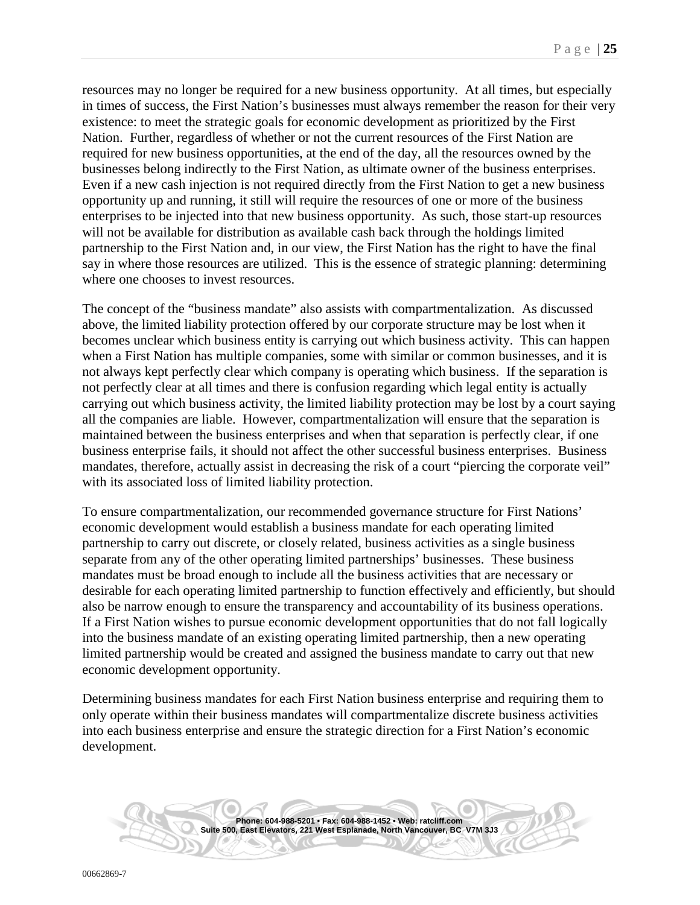resources may no longer be required for a new business opportunity. At all times, but especially in times of success, the First Nation's businesses must always remember the reason for their very existence: to meet the strategic goals for economic development as prioritized by the First Nation. Further, regardless of whether or not the current resources of the First Nation are required for new business opportunities, at the end of the day, all the resources owned by the businesses belong indirectly to the First Nation, as ultimate owner of the business enterprises. Even if a new cash injection is not required directly from the First Nation to get a new business opportunity up and running, it still will require the resources of one or more of the business enterprises to be injected into that new business opportunity. As such, those start-up resources will not be available for distribution as available cash back through the holdings limited partnership to the First Nation and, in our view, the First Nation has the right to have the final say in where those resources are utilized. This is the essence of strategic planning: determining where one chooses to invest resources.

The concept of the "business mandate" also assists with compartmentalization. As discussed above, the limited liability protection offered by our corporate structure may be lost when it becomes unclear which business entity is carrying out which business activity. This can happen when a First Nation has multiple companies, some with similar or common businesses, and it is not always kept perfectly clear which company is operating which business. If the separation is not perfectly clear at all times and there is confusion regarding which legal entity is actually carrying out which business activity, the limited liability protection may be lost by a court saying all the companies are liable. However, compartmentalization will ensure that the separation is maintained between the business enterprises and when that separation is perfectly clear, if one business enterprise fails, it should not affect the other successful business enterprises. Business mandates, therefore, actually assist in decreasing the risk of a court "piercing the corporate veil" with its associated loss of limited liability protection.

To ensure compartmentalization, our recommended governance structure for First Nations' economic development would establish a business mandate for each operating limited partnership to carry out discrete, or closely related, business activities as a single business separate from any of the other operating limited partnerships' businesses. These business mandates must be broad enough to include all the business activities that are necessary or desirable for each operating limited partnership to function effectively and efficiently, but should also be narrow enough to ensure the transparency and accountability of its business operations. If a First Nation wishes to pursue economic development opportunities that do not fall logically into the business mandate of an existing operating limited partnership, then a new operating limited partnership would be created and assigned the business mandate to carry out that new economic development opportunity.

Determining business mandates for each First Nation business enterprise and requiring them to only operate within their business mandates will compartmentalize discrete business activities into each business enterprise and ensure the strategic direction for a First Nation's economic development.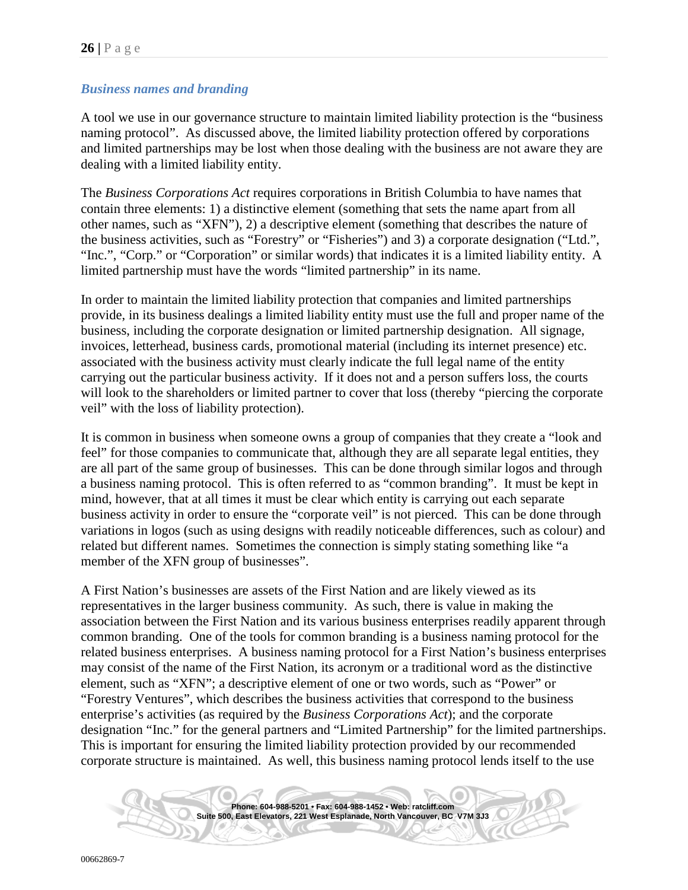### *Business names and branding*

A tool we use in our governance structure to maintain limited liability protection is the "business naming protocol". As discussed above, the limited liability protection offered by corporations and limited partnerships may be lost when those dealing with the business are not aware they are dealing with a limited liability entity.

The *Business Corporations Act* requires corporations in British Columbia to have names that contain three elements: 1) a distinctive element (something that sets the name apart from all other names, such as "XFN"), 2) a descriptive element (something that describes the nature of the business activities, such as "Forestry" or "Fisheries") and 3) a corporate designation ("Ltd.", "Inc.", "Corp." or "Corporation" or similar words) that indicates it is a limited liability entity. A limited partnership must have the words "limited partnership" in its name.

In order to maintain the limited liability protection that companies and limited partnerships provide, in its business dealings a limited liability entity must use the full and proper name of the business, including the corporate designation or limited partnership designation. All signage, invoices, letterhead, business cards, promotional material (including its internet presence) etc. associated with the business activity must clearly indicate the full legal name of the entity carrying out the particular business activity. If it does not and a person suffers loss, the courts will look to the shareholders or limited partner to cover that loss (thereby "piercing the corporate veil" with the loss of liability protection).

It is common in business when someone owns a group of companies that they create a "look and feel" for those companies to communicate that, although they are all separate legal entities, they are all part of the same group of businesses. This can be done through similar logos and through a business naming protocol. This is often referred to as "common branding". It must be kept in mind, however, that at all times it must be clear which entity is carrying out each separate business activity in order to ensure the "corporate veil" is not pierced. This can be done through variations in logos (such as using designs with readily noticeable differences, such as colour) and related but different names. Sometimes the connection is simply stating something like "a member of the XFN group of businesses".

A First Nation's businesses are assets of the First Nation and are likely viewed as its representatives in the larger business community. As such, there is value in making the association between the First Nation and its various business enterprises readily apparent through common branding. One of the tools for common branding is a business naming protocol for the related business enterprises. A business naming protocol for a First Nation's business enterprises may consist of the name of the First Nation, its acronym or a traditional word as the distinctive element, such as "XFN"; a descriptive element of one or two words, such as "Power" or "Forestry Ventures", which describes the business activities that correspond to the business enterprise's activities (as required by the *Business Corporations Act*); and the corporate designation "Inc." for the general partners and "Limited Partnership" for the limited partnerships. This is important for ensuring the limited liability protection provided by our recommended corporate structure is maintained. As well, this business naming protocol lends itself to the use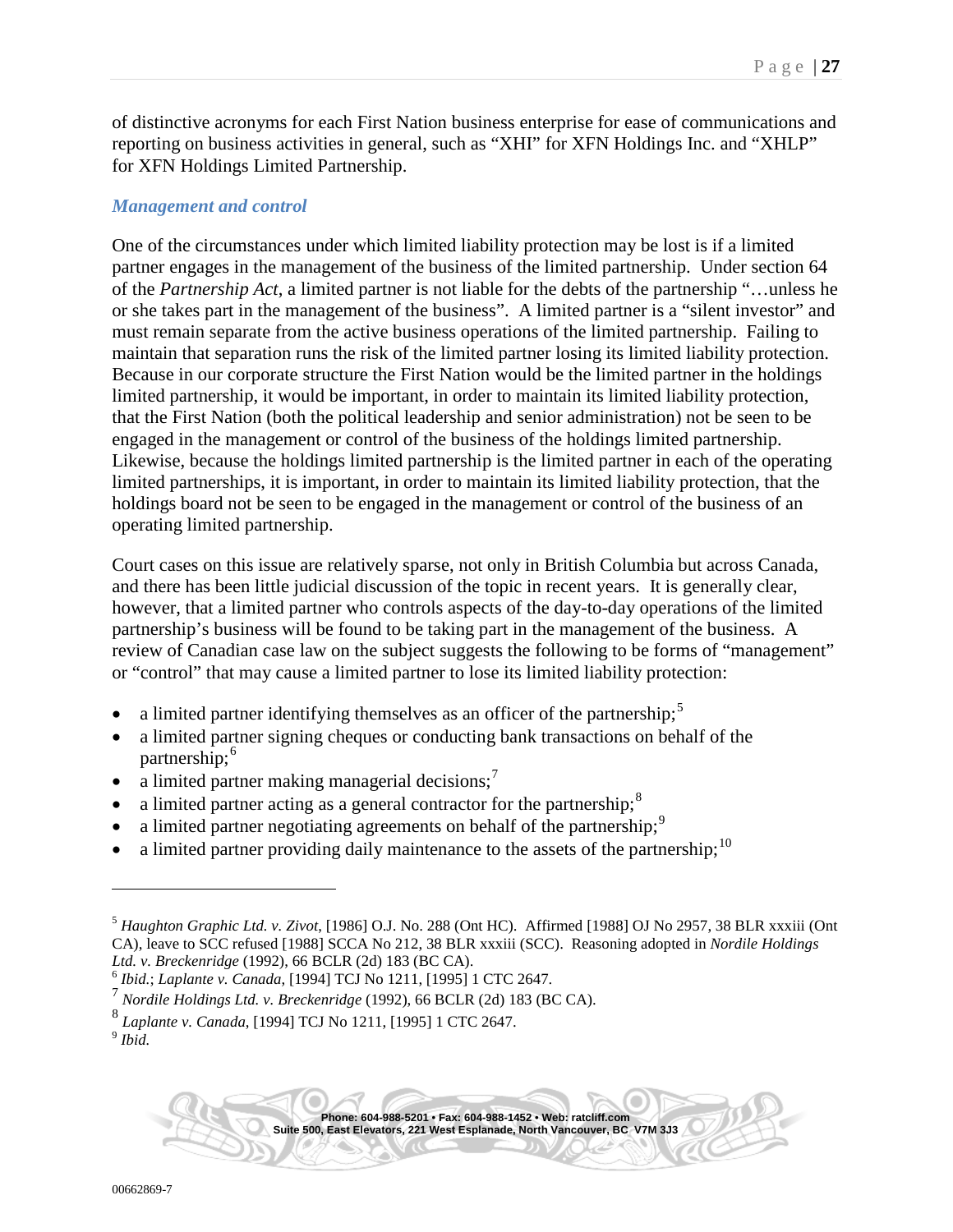of distinctive acronyms for each First Nation business enterprise for ease of communications and reporting on business activities in general, such as "XHI" for XFN Holdings Inc. and "XHLP" for XFN Holdings Limited Partnership.

### *Management and control*

One of the circumstances under which limited liability protection may be lost is if a limited partner engages in the management of the business of the limited partnership. Under section 64 of the *Partnership Act*, a limited partner is not liable for the debts of the partnership "…unless he or she takes part in the management of the business". A limited partner is a "silent investor" and must remain separate from the active business operations of the limited partnership. Failing to maintain that separation runs the risk of the limited partner losing its limited liability protection. Because in our corporate structure the First Nation would be the limited partner in the holdings limited partnership, it would be important, in order to maintain its limited liability protection, that the First Nation (both the political leadership and senior administration) not be seen to be engaged in the management or control of the business of the holdings limited partnership. Likewise, because the holdings limited partnership is the limited partner in each of the operating limited partnerships, it is important, in order to maintain its limited liability protection, that the holdings board not be seen to be engaged in the management or control of the business of an operating limited partnership.

Court cases on this issue are relatively sparse, not only in British Columbia but across Canada, and there has been little judicial discussion of the topic in recent years. It is generally clear, however, that a limited partner who controls aspects of the day-to-day operations of the limited partnership's business will be found to be taking part in the management of the business. A review of Canadian case law on the subject suggests the following to be forms of "management" or "control" that may cause a limited partner to lose its limited liability protection:

- a limited partner identifying themselves as an officer of the partnership;[5]
- a limited partner signing cheques or conducting bank transactions on behalf of the partnership;[6]
- a limited partner making managerial decisions;[7]
- a limited partner acting as a general contractor for the partnership;[8]
- a limited partner negotiating agreements on behalf of the partnership;[9]
- a limited partner providing daily maintenance to the assets of the partnership;[10]

---

[5] *Haughton Graphic Ltd. v. Zivot*, [1986] O.J. No. 288 (Ont HC). Affirmed [1988] OJ No 2957, 38 BLR xxxiii (Ont CA), leave to SCC refused [1988] SCCA No 212, 38 BLR xxxiii (SCC). Reasoning adopted in *Nordile Holdings Ltd. v. Breckenridge* (1992), 66 BCLR (2d) 183 (BC CA).

[6] *Ibid.*; *Laplante v. Canada*, [1994] TCJ No 1211, [1995] 1 CTC 2647.

[7] *Nordile Holdings Ltd. v. Breckenridge* (1992), 66 BCLR (2d) 183 (BC CA).

[8] *Laplante v. Canada*, [1994] TCJ No 1211, [1995] 1 CTC 2647.

[9] *Ibid.*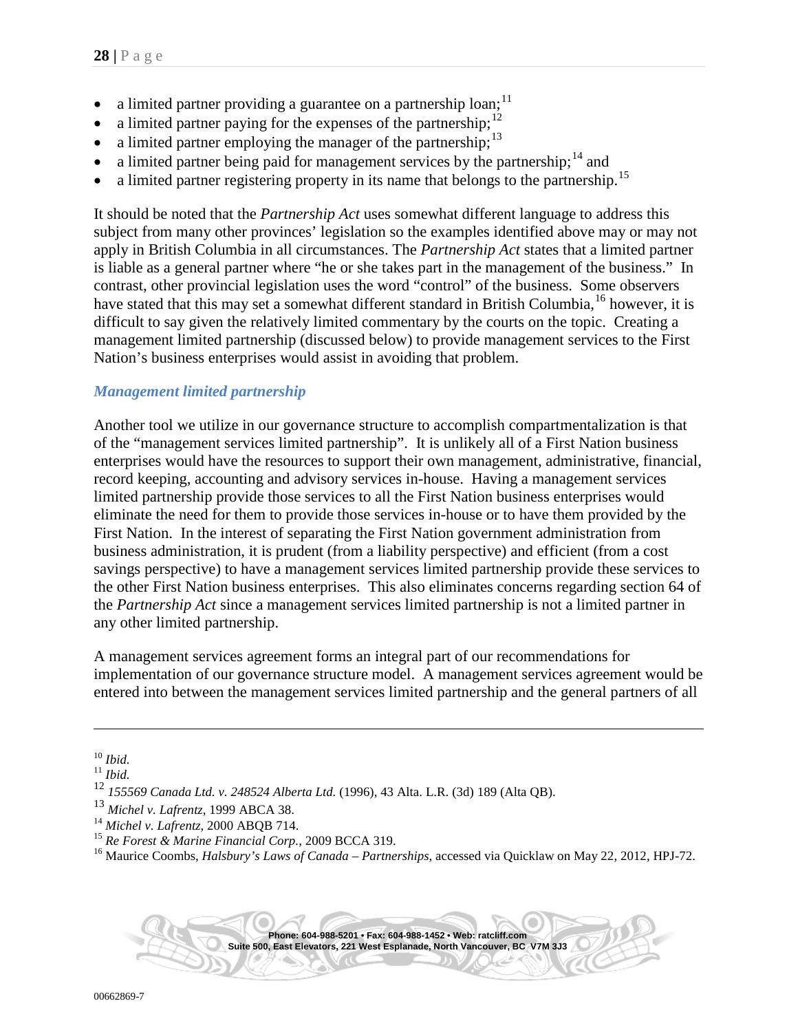- a limited partner providing a guarantee on a partnership loan;[11]
- a limited partner paying for the expenses of the partnership;[12]
- a limited partner employing the manager of the partnership;[13]
- a limited partner being paid for management services by the partnership;[14] and
- a limited partner registering property in its name that belongs to the partnership.[15]

It should be noted that the *Partnership Act* uses somewhat different language to address this subject from many other provinces' legislation so the examples identified above may or may not apply in British Columbia in all circumstances. The *Partnership Act* states that a limited partner is liable as a general partner where "he or she takes part in the management of the business." In contrast, other provincial legislation uses the word "control" of the business. Some observers have stated that this may set a somewhat different standard in British Columbia,[16] however, it is difficult to say given the relatively limited commentary by the courts on the topic. Creating a management limited partnership (discussed below) to provide management services to the First Nation's business enterprises would assist in avoiding that problem.

### *Management limited partnership*

Another tool we utilize in our governance structure to accomplish compartmentalization is that of the "management services limited partnership". It is unlikely all of a First Nation business enterprises would have the resources to support their own management, administrative, financial, record keeping, accounting and advisory services in-house. Having a management services limited partnership provide those services to all the First Nation business enterprises would eliminate the need for them to provide those services in-house or to have them provided by the First Nation. In the interest of separating the First Nation government administration from business administration, it is prudent (from a liability perspective) and efficient (from a cost savings perspective) to have a management services limited partnership provide these services to the other First Nation business enterprises. This also eliminates concerns regarding section 64 of the *Partnership Act* since a management services limited partnership is not a limited partner in any other limited partnership.

A management services agreement forms an integral part of our recommendations for implementation of our governance structure model. A management services agreement would be entered into between the management services limited partnership and the general partners of all

---

[10] *Ibid.*
[11] *Ibid.*
[12] *155569 Canada Ltd. v. 248524 Alberta Ltd.* (1996), 43 Alta. L.R. (3d) 189 (Alta QB).
[13] *Michel v. Lafrentz*, 1999 ABCA 38.
[14] *Michel v. Lafrentz*, 2000 ABQB 714.
[15] *Re Forest & Marine Financial Corp.*, 2009 BCCA 319.
[16] Maurice Coombs, *Halsbury's Laws of Canada – Partnerships*, accessed via Quicklaw on May 22, 2012, HPJ-72.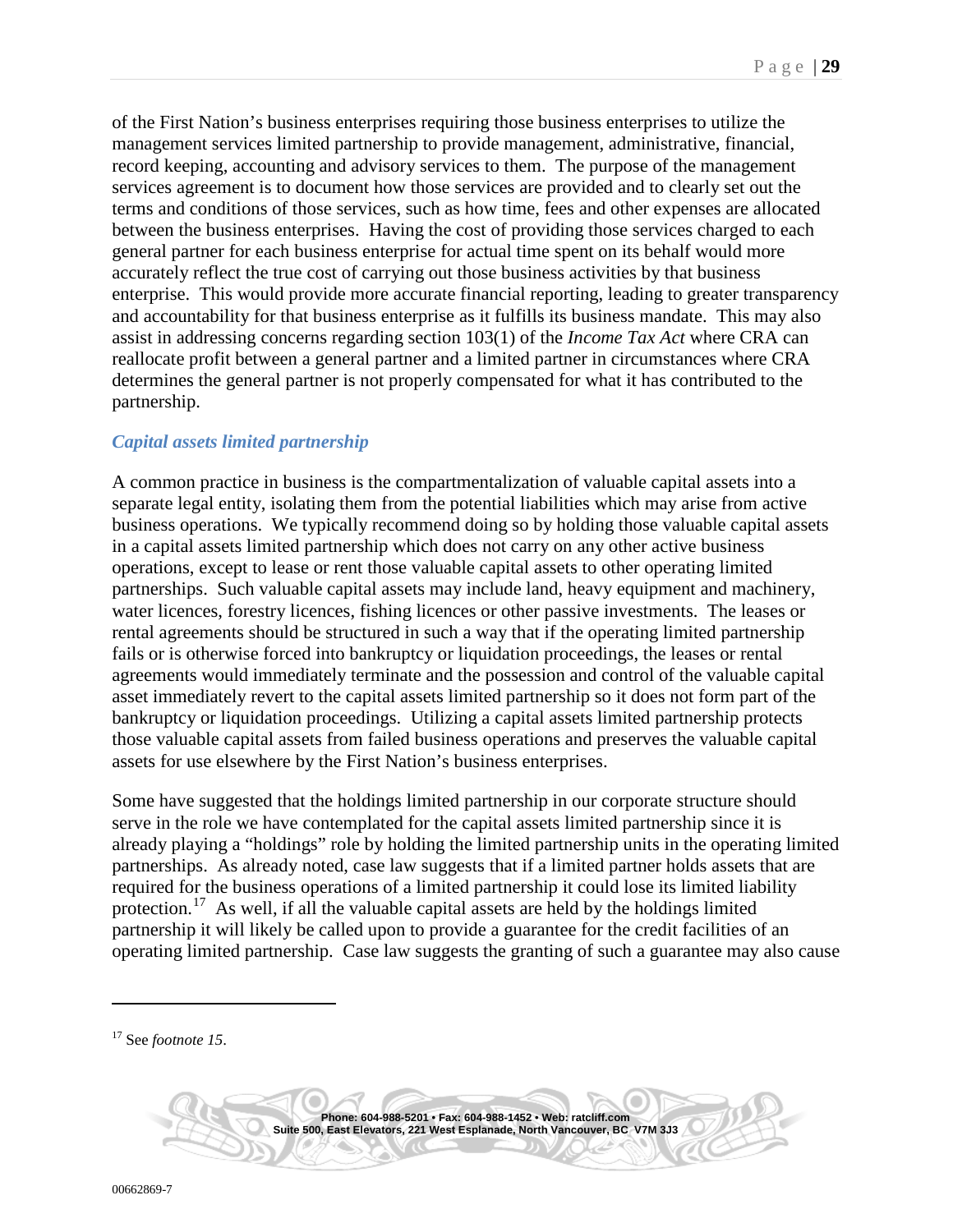of the First Nation's business enterprises requiring those business enterprises to utilize the management services limited partnership to provide management, administrative, financial, record keeping, accounting and advisory services to them. The purpose of the management services agreement is to document how those services are provided and to clearly set out the terms and conditions of those services, such as how time, fees and other expenses are allocated between the business enterprises. Having the cost of providing those services charged to each general partner for each business enterprise for actual time spent on its behalf would more accurately reflect the true cost of carrying out those business activities by that business enterprise. This would provide more accurate financial reporting, leading to greater transparency and accountability for that business enterprise as it fulfills its business mandate. This may also assist in addressing concerns regarding section 103(1) of the *Income Tax Act* where CRA can reallocate profit between a general partner and a limited partner in circumstances where CRA determines the general partner is not properly compensated for what it has contributed to the partnership.

### *Capital assets limited partnership*

A common practice in business is the compartmentalization of valuable capital assets into a separate legal entity, isolating them from the potential liabilities which may arise from active business operations. We typically recommend doing so by holding those valuable capital assets in a capital assets limited partnership which does not carry on any other active business operations, except to lease or rent those valuable capital assets to other operating limited partnerships. Such valuable capital assets may include land, heavy equipment and machinery, water licences, forestry licences, fishing licences or other passive investments. The leases or rental agreements should be structured in such a way that if the operating limited partnership fails or is otherwise forced into bankruptcy or liquidation proceedings, the leases or rental agreements would immediately terminate and the possession and control of the valuable capital asset immediately revert to the capital assets limited partnership so it does not form part of the bankruptcy or liquidation proceedings. Utilizing a capital assets limited partnership protects those valuable capital assets from failed business operations and preserves the valuable capital assets for use elsewhere by the First Nation's business enterprises.

Some have suggested that the holdings limited partnership in our corporate structure should serve in the role we have contemplated for the capital assets limited partnership since it is already playing a "holdings" role by holding the limited partnership units in the operating limited partnerships. As already noted, case law suggests that if a limited partner holds assets that are required for the business operations of a limited partnership it could lose its limited liability protection.[17] As well, if all the valuable capital assets are held by the holdings limited partnership it will likely be called upon to provide a guarantee for the credit facilities of an operating limited partnership. Case law suggests the granting of such a guarantee may also cause

---

[17] See *footnote 15*.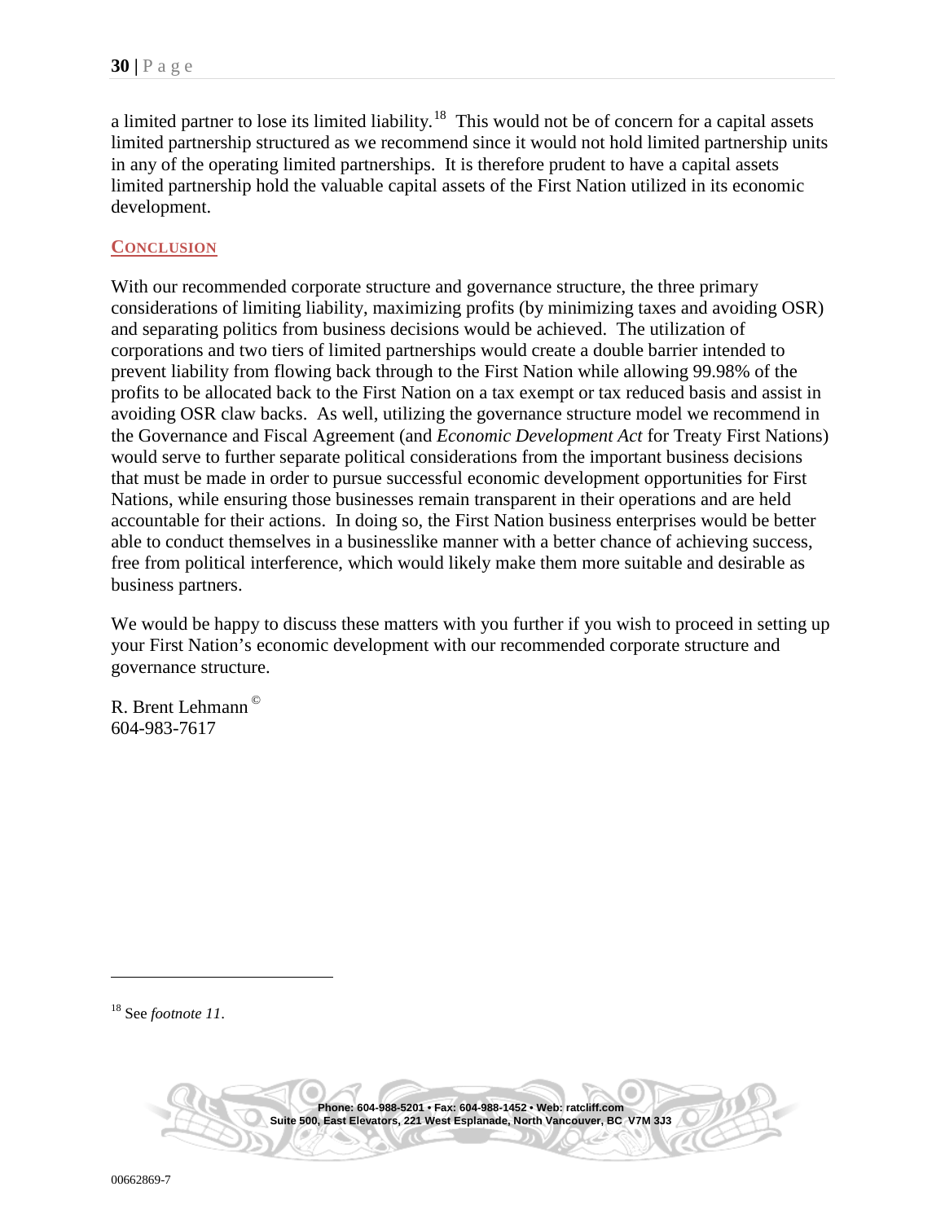a limited partner to lose its limited liability.[18] This would not be of concern for a capital assets limited partnership structured as we recommend since it would not hold limited partnership units in any of the operating limited partnerships. It is therefore prudent to have a capital assets limited partnership hold the valuable capital assets of the First Nation utilized in its economic development.

## CONCLUSION

With our recommended corporate structure and governance structure, the three primary considerations of limiting liability, maximizing profits (by minimizing taxes and avoiding OSR) and separating politics from business decisions would be achieved. The utilization of corporations and two tiers of limited partnerships would create a double barrier intended to prevent liability from flowing back through to the First Nation while allowing 99.98% of the profits to be allocated back to the First Nation on a tax exempt or tax reduced basis and assist in avoiding OSR claw backs. As well, utilizing the governance structure model we recommend in the Governance and Fiscal Agreement (and *Economic Development Act* for Treaty First Nations) would serve to further separate political considerations from the important business decisions that must be made in order to pursue successful economic development opportunities for First Nations, while ensuring those businesses remain transparent in their operations and are held accountable for their actions. In doing so, the First Nation business enterprises would be better able to conduct themselves in a businesslike manner with a better chance of achieving success, free from political interference, which would likely make them more suitable and desirable as business partners.

We would be happy to discuss these matters with you further if you wish to proceed in setting up your First Nation's economic development with our recommended corporate structure and governance structure.

R. Brent Lehmann ©
604-983-7617

[18] See *footnote 11*.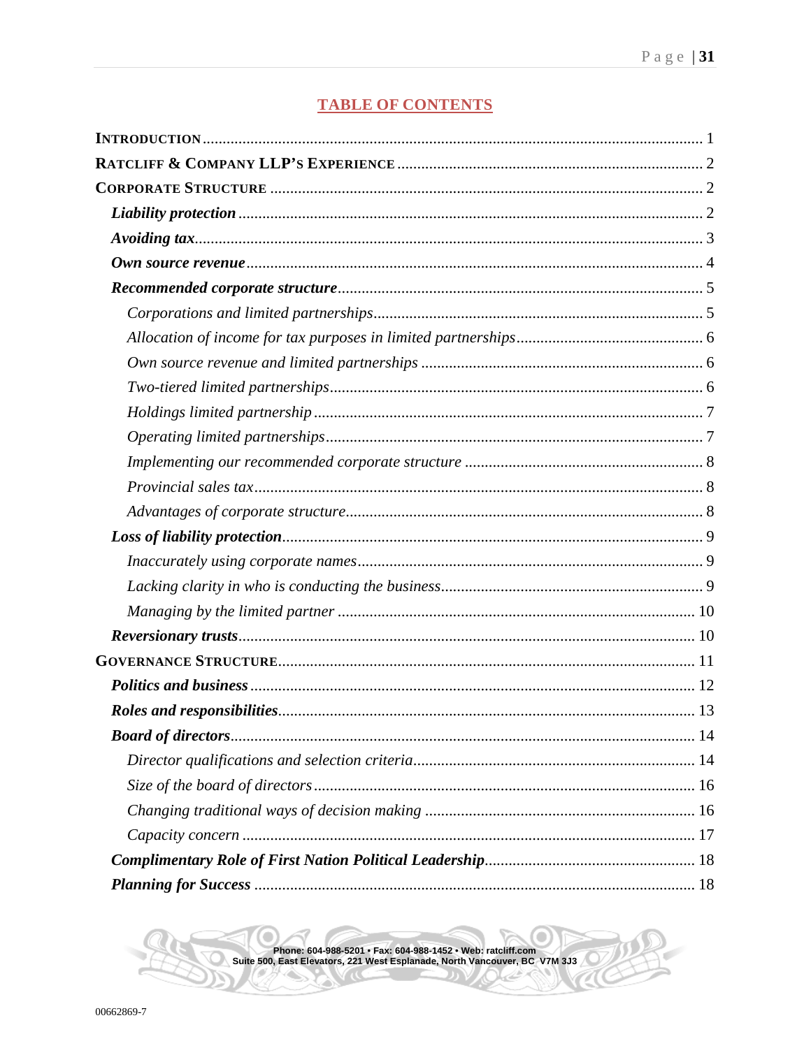## TABLE OF CONTENTS

INTRODUCTION ..... 1
RATCLIFF & COMPANY LLP'S EXPERIENCE ..... 2
CORPORATE STRUCTURE ..... 2
- ***Liability protection*** ..... 2
- ***Avoiding tax*** ..... 3
- ***Own source revenue*** ..... 4
- ***Recommended corporate structure*** ..... 5
  - *Corporations and limited partnerships* ..... 5
  - *Allocation of income for tax purposes in limited partnerships* ..... 6
  - *Own source revenue and limited partnerships* ..... 6
  - *Two-tiered limited partnerships* ..... 6
  - *Holdings limited partnership* ..... 7
  - *Operating limited partnerships* ..... 7
  - *Implementing our recommended corporate structure* ..... 8
  - *Provincial sales tax* ..... 8
  - *Advantages of corporate structure* ..... 8
- ***Loss of liability protection*** ..... 9
  - *Inaccurately using corporate names* ..... 9
  - *Lacking clarity in who is conducting the business* ..... 9
  - *Managing by the limited partner* ..... 10
- ***Reversionary trusts*** ..... 10

GOVERNANCE STRUCTURE ..... 11
- ***Politics and business*** ..... 12
- ***Roles and responsibilities*** ..... 13
- ***Board of directors*** ..... 14
  - *Director qualifications and selection criteria* ..... 14
  - *Size of the board of directors* ..... 16
  - *Changing traditional ways of decision making* ..... 16
  - *Capacity concern* ..... 17
- ***Complimentary Role of First Nation Political Leadership*** ..... 18
- ***Planning for Success*** ..... 18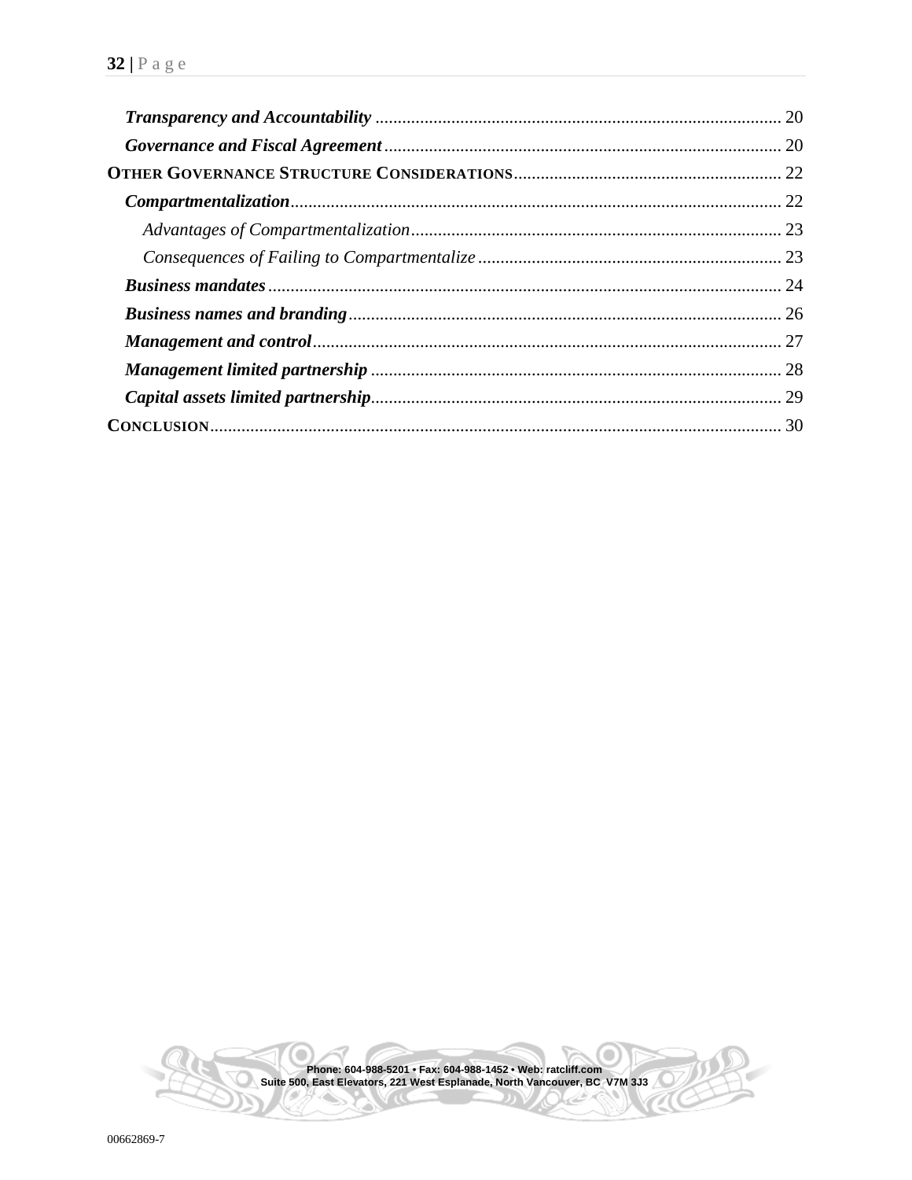*Transparency and Accountability* ........................................................................................ 20

*Governance and Fiscal Agreement* ...................................................................................... 20

**OTHER GOVERNANCE STRUCTURE CONSIDERATIONS** .......................................................... 22

*Compartmentalization* ........................................................................................................ 22

*Advantages of Compartmentalization* ................................................................................. 23

*Consequences of Failing to Compartmentalize* .................................................................. 23

*Business mandates* .............................................................................................................. 24

*Business names and branding* ............................................................................................ 26

*Management and control* .................................................................................................... 27

*Management limited partnership* ....................................................................................... 28

*Capital assets limited partnership* ...................................................................................... 29

**CONCLUSION** ....................................................................................................................... 30

Phone: 604-988-5201 • Fax: 604-988-1452 • Web: ratcliff.com
Suite 500, East Elevators, 221 West Esplanade, North Vancouver, BC V7M 3J3

00662869-7